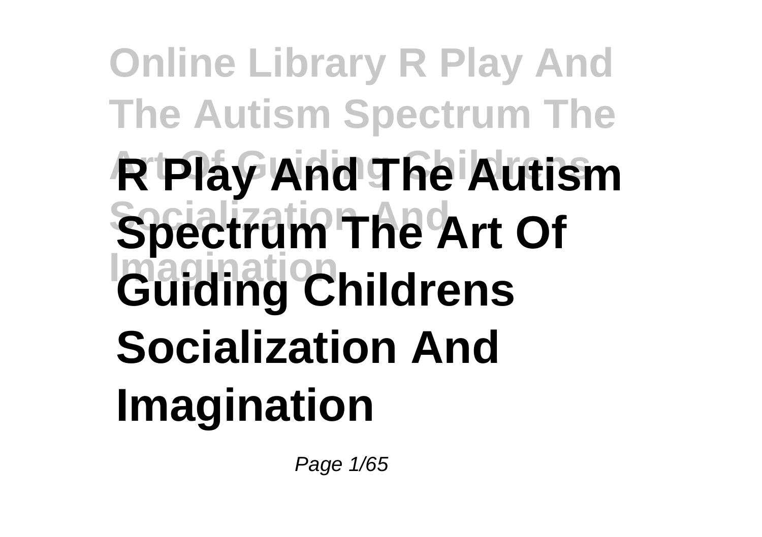# R Play And The Autism Spectrum The Art Of Guiding Childrens Socialization And Imagination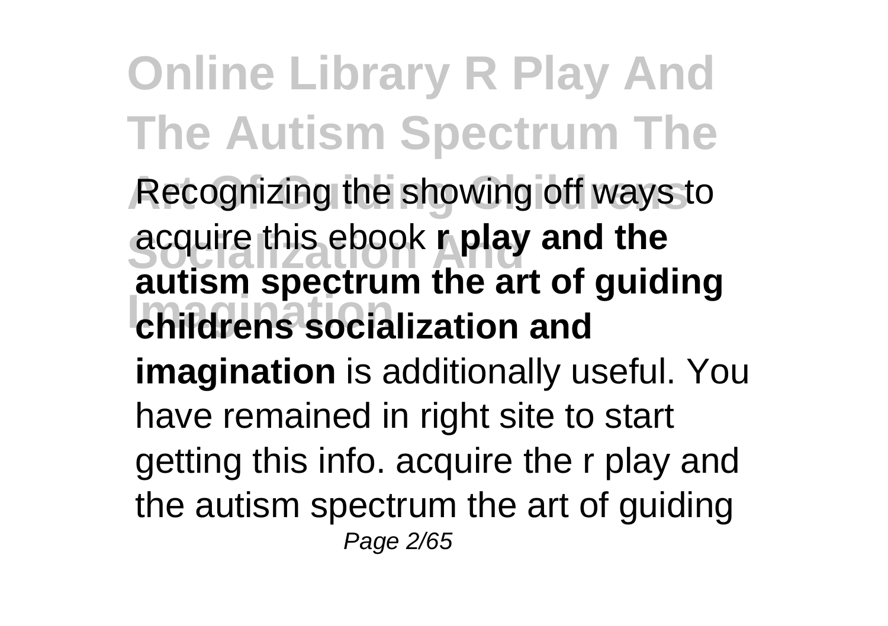Recognizing the showing off ways to acquire this ebook **r play and the autism spectrum the art of guiding childrens socialization and imagination** is additionally useful. You have remained in right site to start getting this info. acquire the r play and the autism spectrum the art of guiding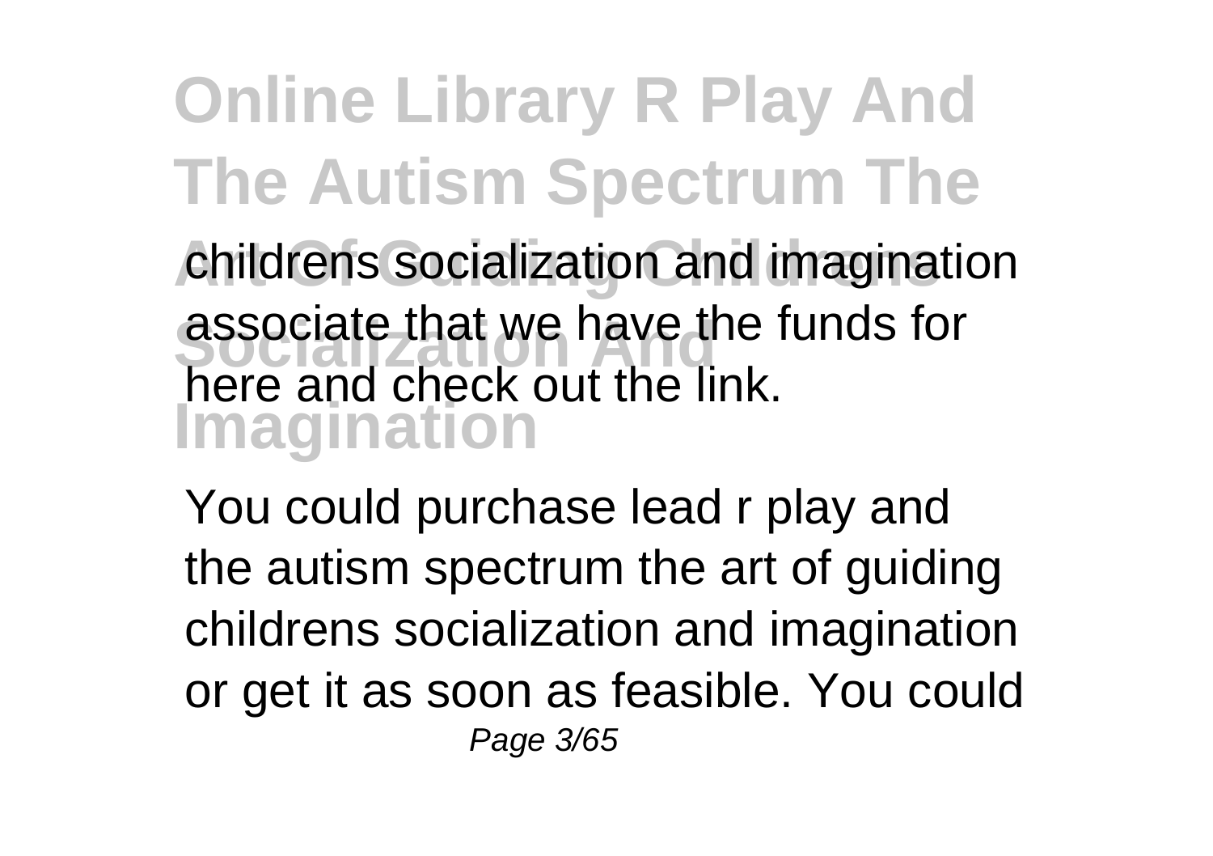childrens socialization and imagination associate that we have the funds for here and check out the link.

You could purchase lead r play and the autism spectrum the art of guiding childrens socialization and imagination or get it as soon as feasible. You could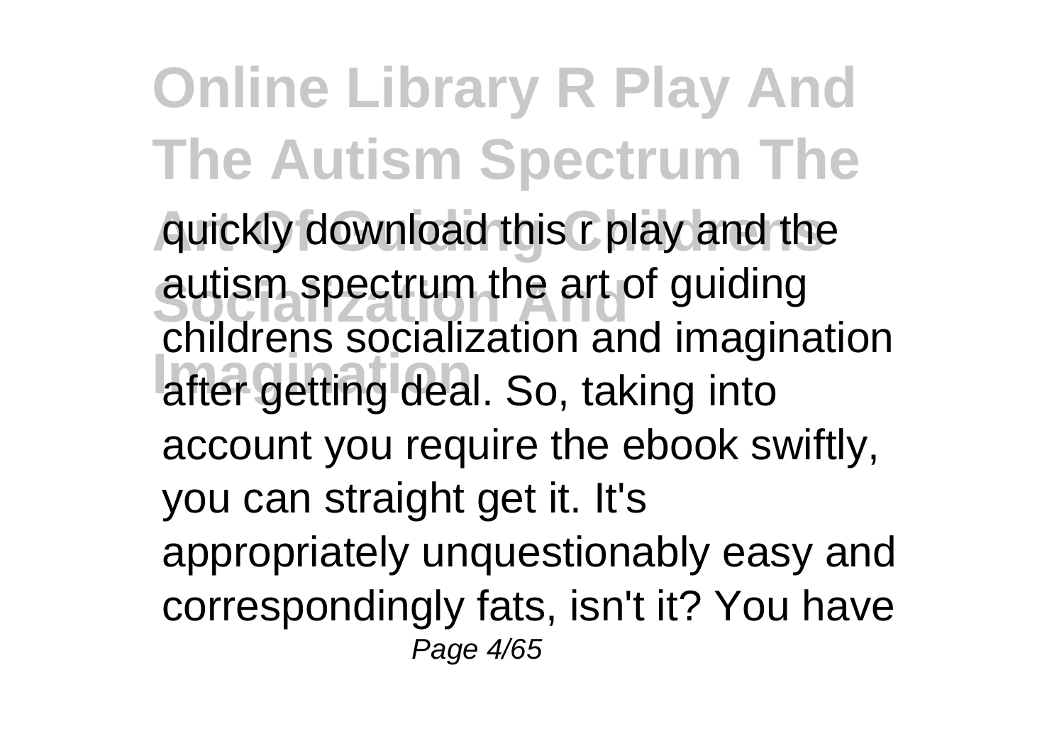quickly download this r play and the autism spectrum the art of guiding childrens socialization and imagination after getting deal. So, taking into account you require the ebook swiftly, you can straight get it. It's appropriately unquestionably easy and correspondingly fats, isn't it? You have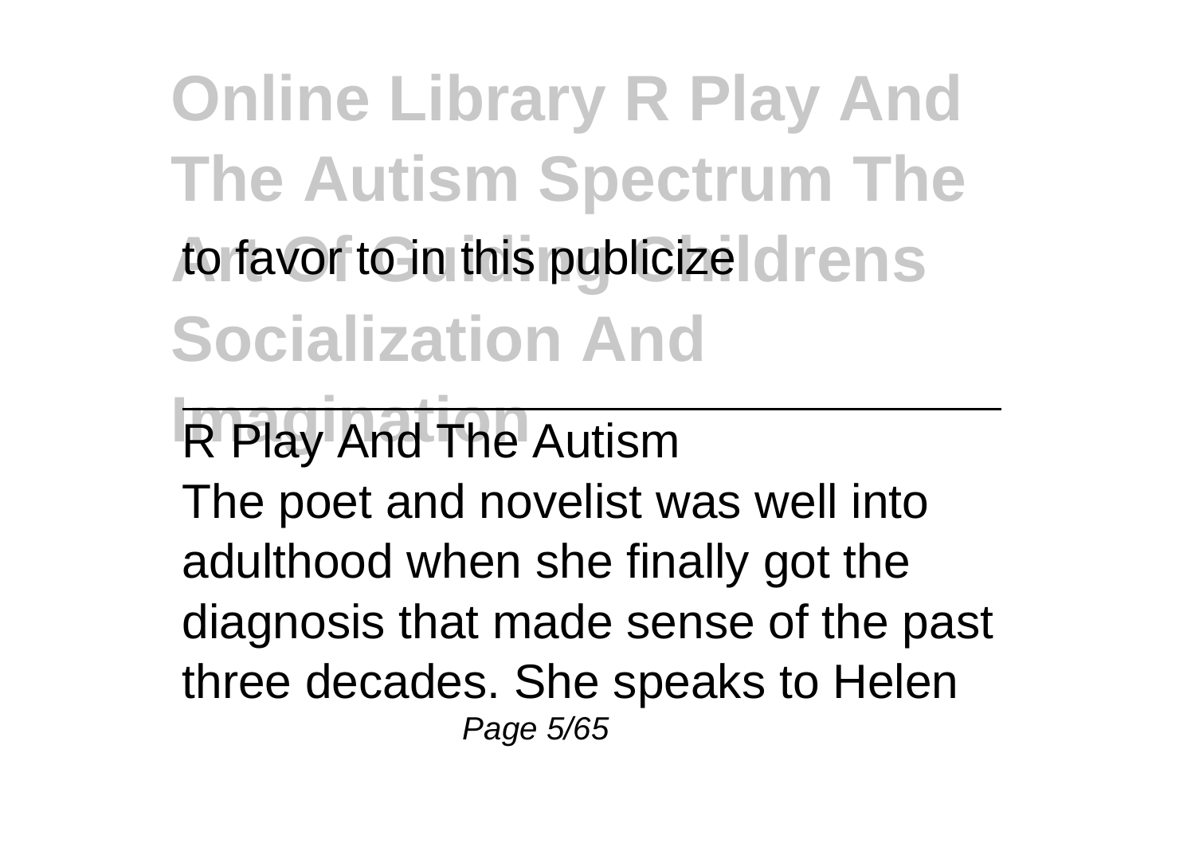to favor to in this publicize

R Play And The Autism

The poet and novelist was well into adulthood when she finally got the diagnosis that made sense of the past three decades. She speaks to Helen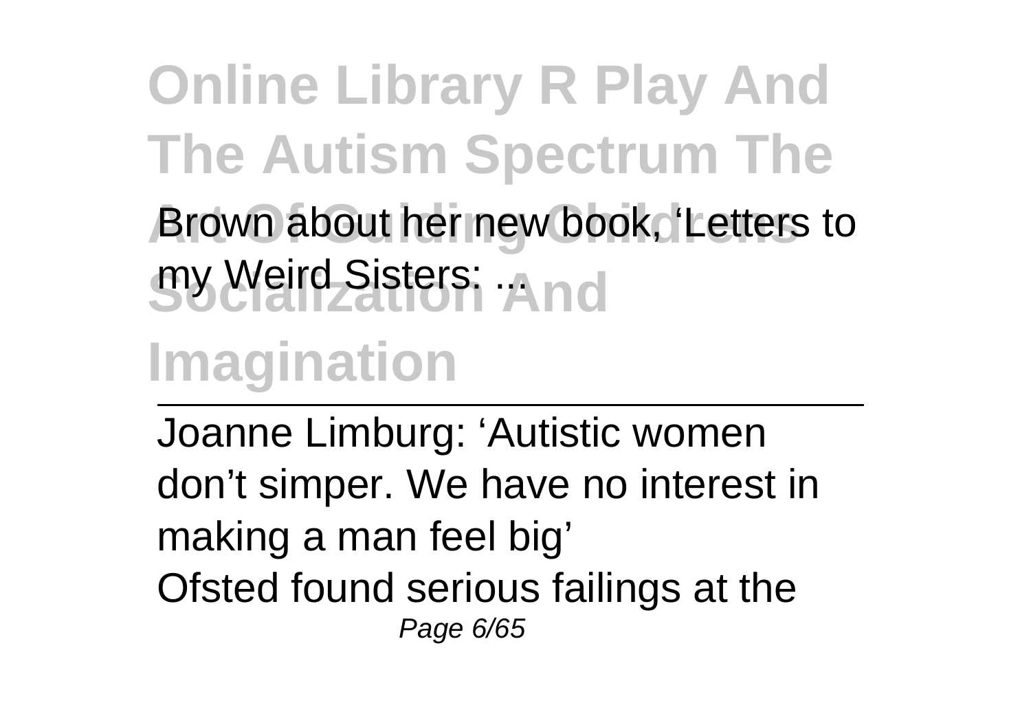Brown about her new book, 'Letters to my Weird Sisters: ...

Joanne Limburg: 'Autistic women don't simper. We have no interest in making a man feel big'

Ofsted found serious failings at the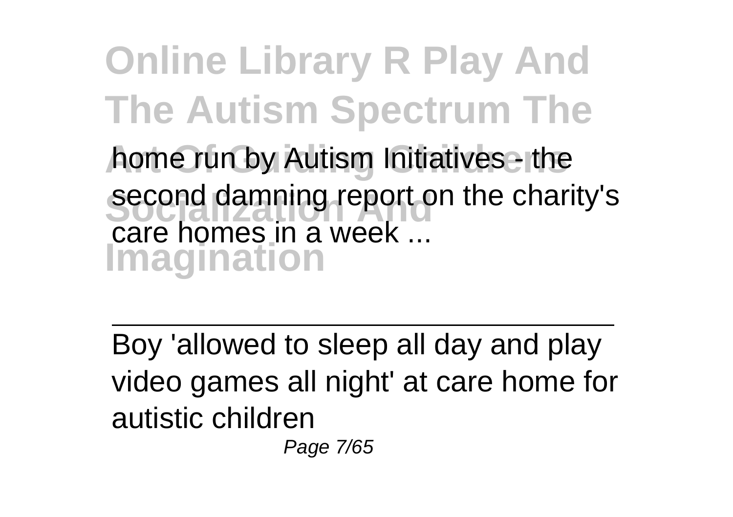home run by Autism Initiatives - the second damning report on the charity's care homes in a week ...

---

Boy 'allowed to sleep all day and play video games all night' at care home for autistic children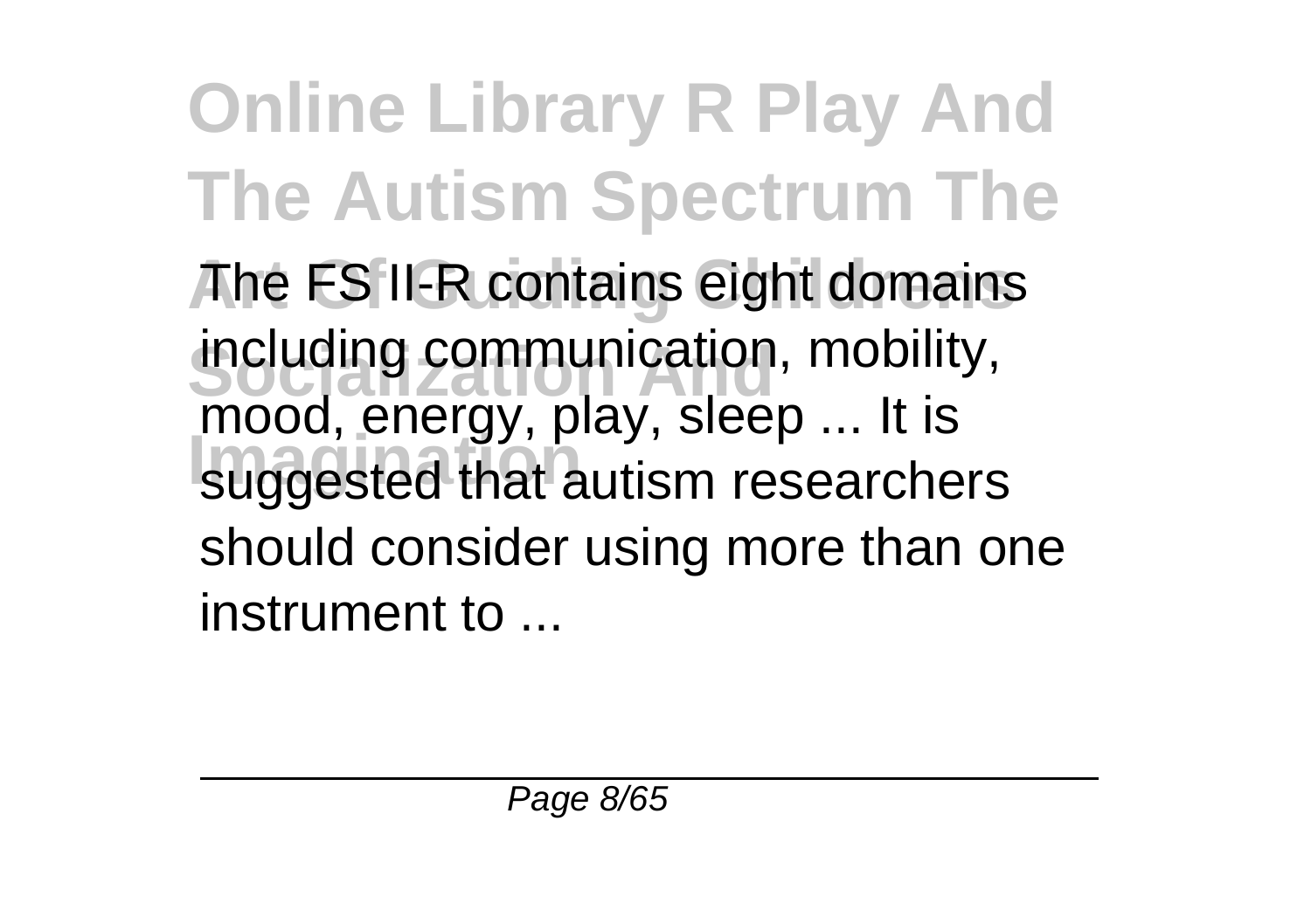The FS II-R contains eight domains including communication, mobility, mood, energy, play, sleep ... It is suggested that autism researchers should consider using more than one instrument to ...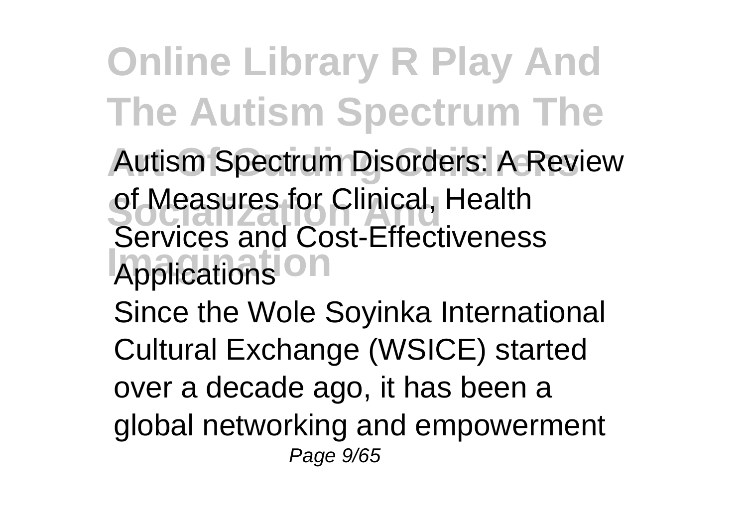Autism Spectrum Disorders: A Review of Measures for Clinical, Health Services and Cost-Effectiveness Applications

Since the Wole Soyinka International Cultural Exchange (WSICE) started over a decade ago, it has been a global networking and empowerment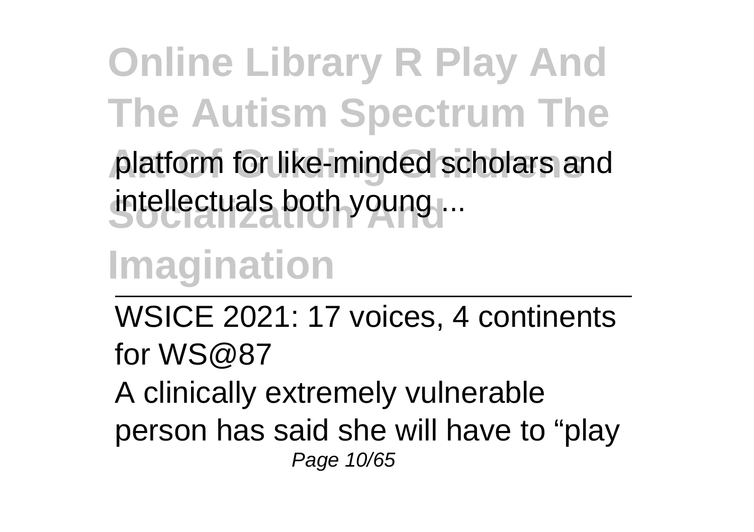platform for like-minded scholars and intellectuals both young ...

WSICE 2021: 17 voices, 4 continents for WS@87

A clinically extremely vulnerable person has said she will have to “play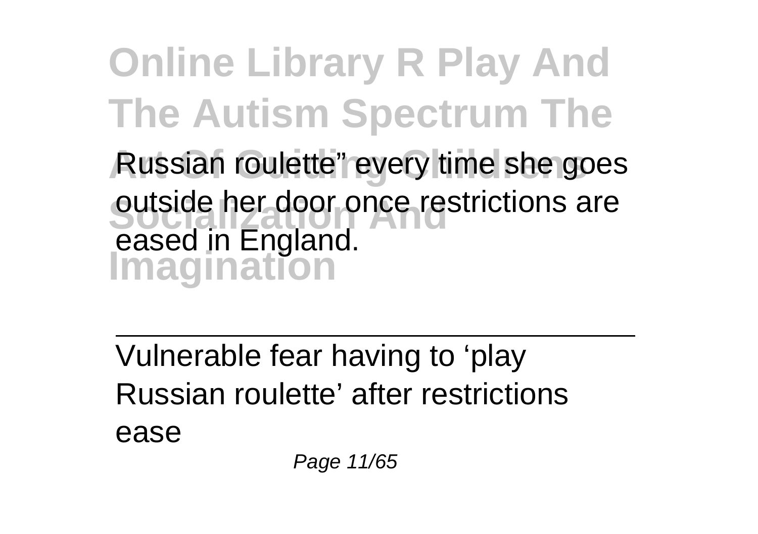Russian roulette" every time she goes outside her door once restrictions are eased in England.

Vulnerable fear having to 'play Russian roulette' after restrictions ease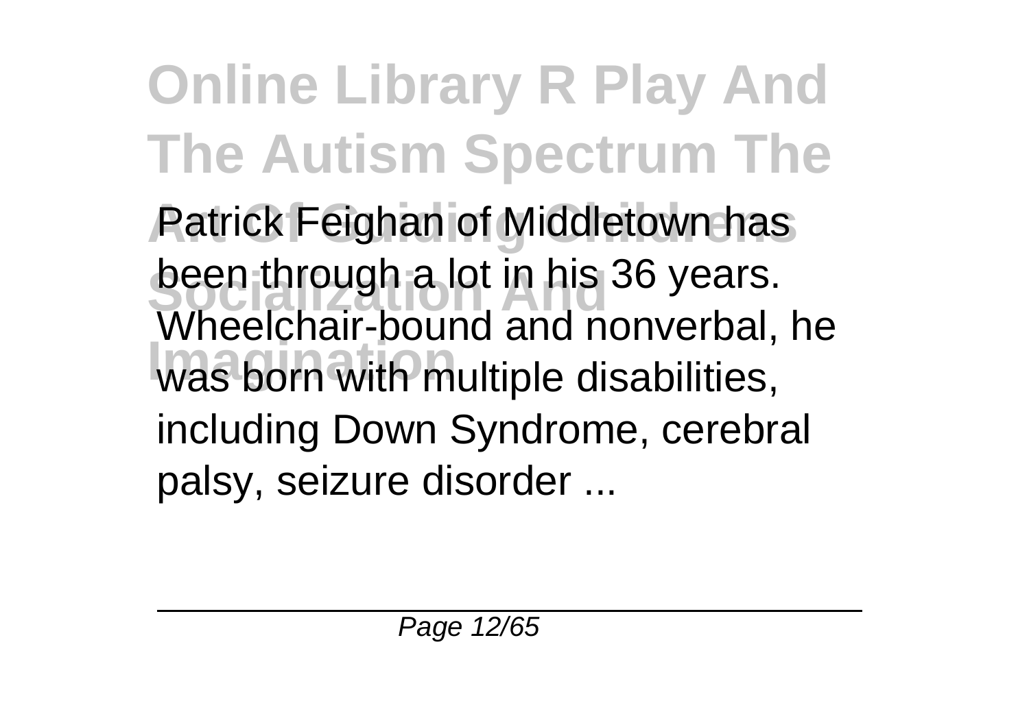Patrick Feighan of Middletown has been through a lot in his 36 years. Wheelchair-bound and nonverbal, he was born with multiple disabilities, including Down Syndrome, cerebral palsy, seizure disorder ...

---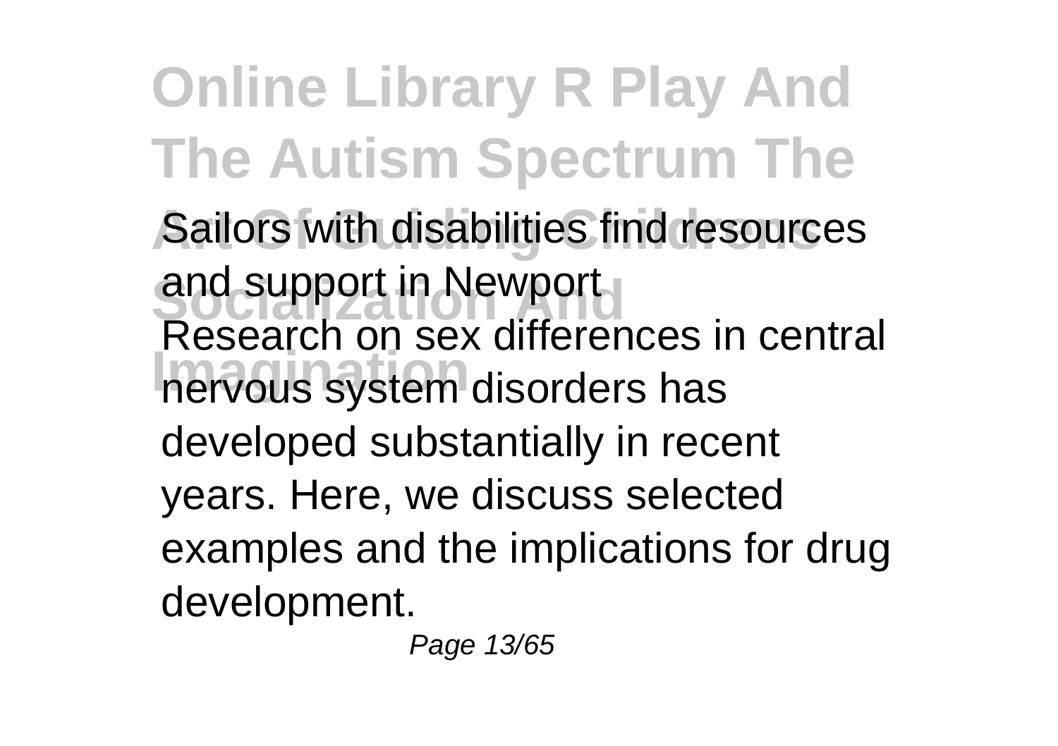Sailors with disabilities find resources and support in Newport

Research on sex differences in central nervous system disorders has developed substantially in recent years. Here, we discuss selected examples and the implications for drug development.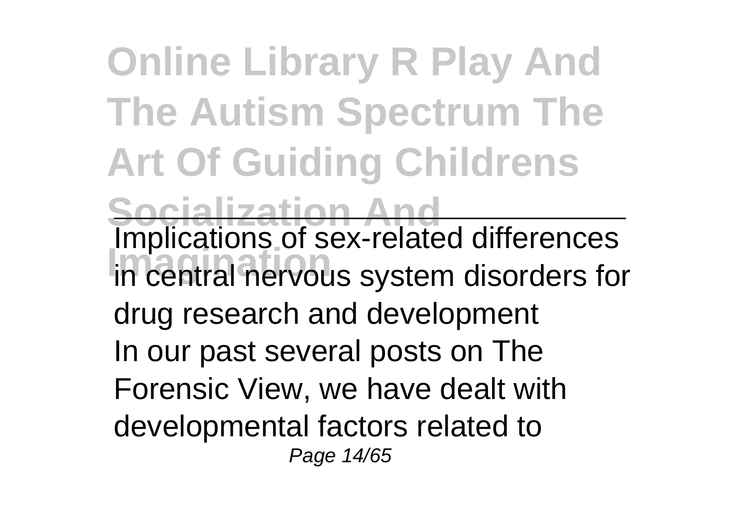# Online Library R Play And The Autism Spectrum The Art Of Guiding Childrens Socialization And Imagination

Implications of sex-related differences in central nervous system disorders for drug research and development

In our past several posts on The Forensic View, we have dealt with developmental factors related to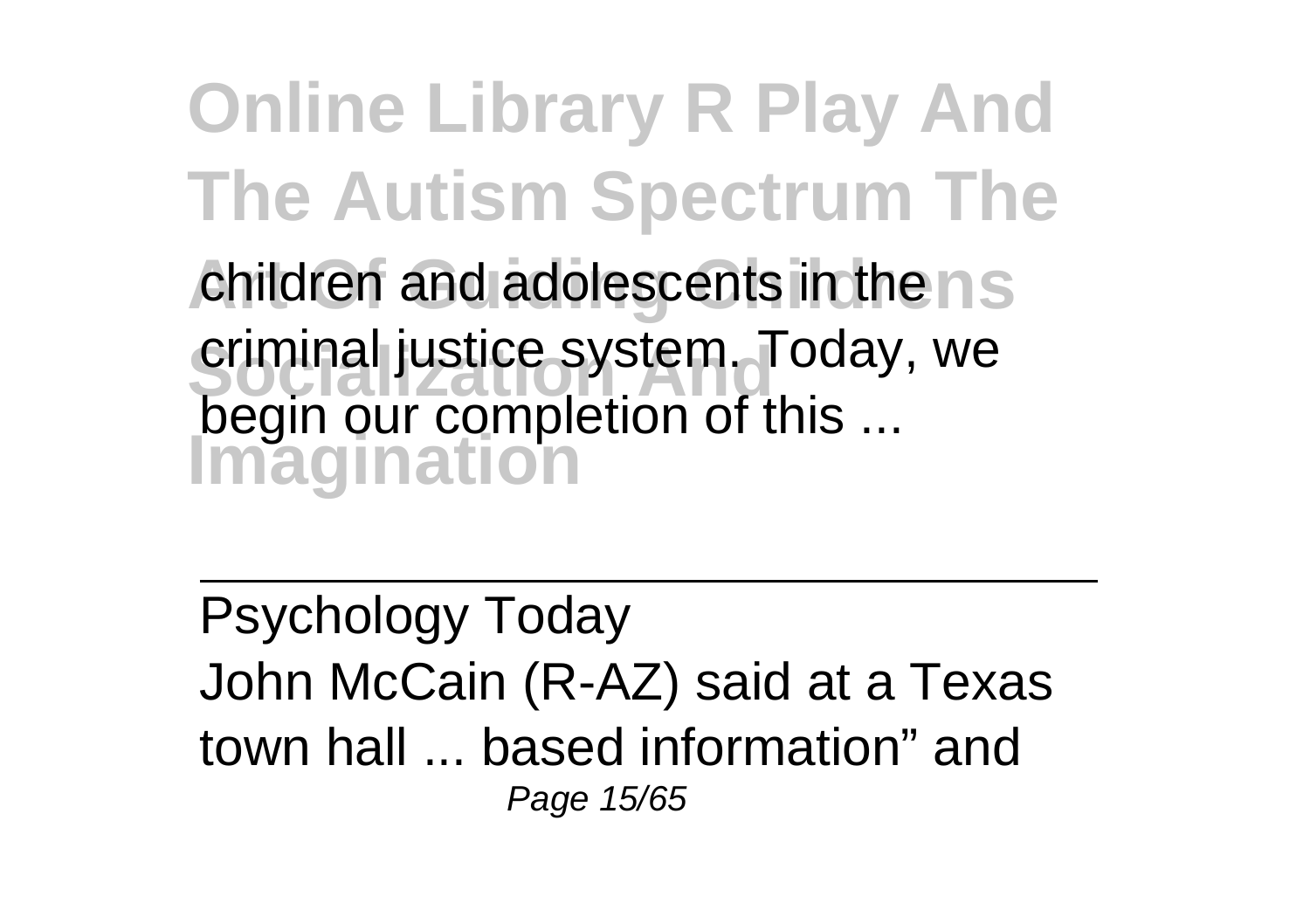children and adolescents in the criminal justice system. Today, we begin our completion of this ...

---

Psychology Today

John McCain (R-AZ) said at a Texas town hall ... based information" and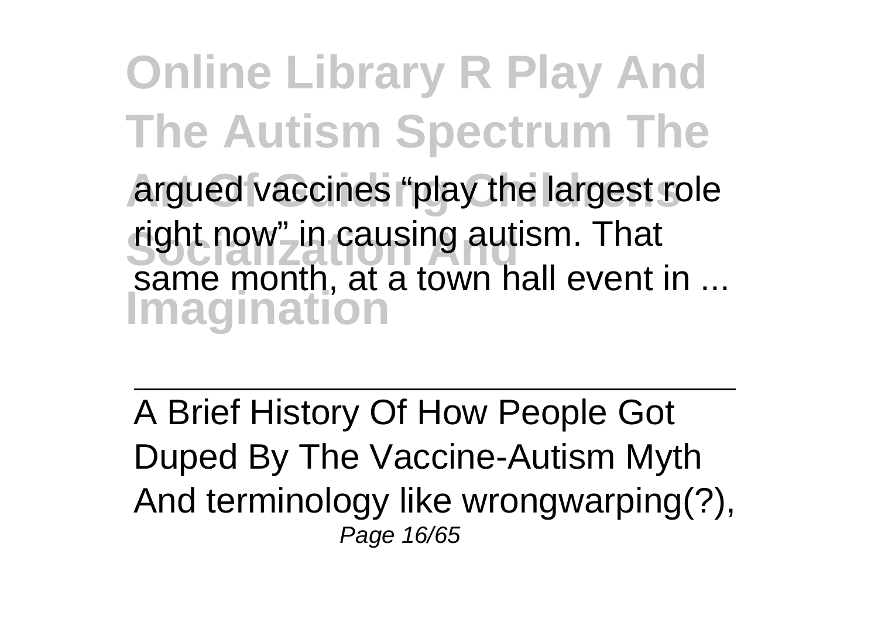argued vaccines "play the largest role right now" in causing autism. That same month, at a town hall event in ...

A Brief History Of How People Got Duped By The Vaccine-Autism Myth

And terminology like wrongwarping(?),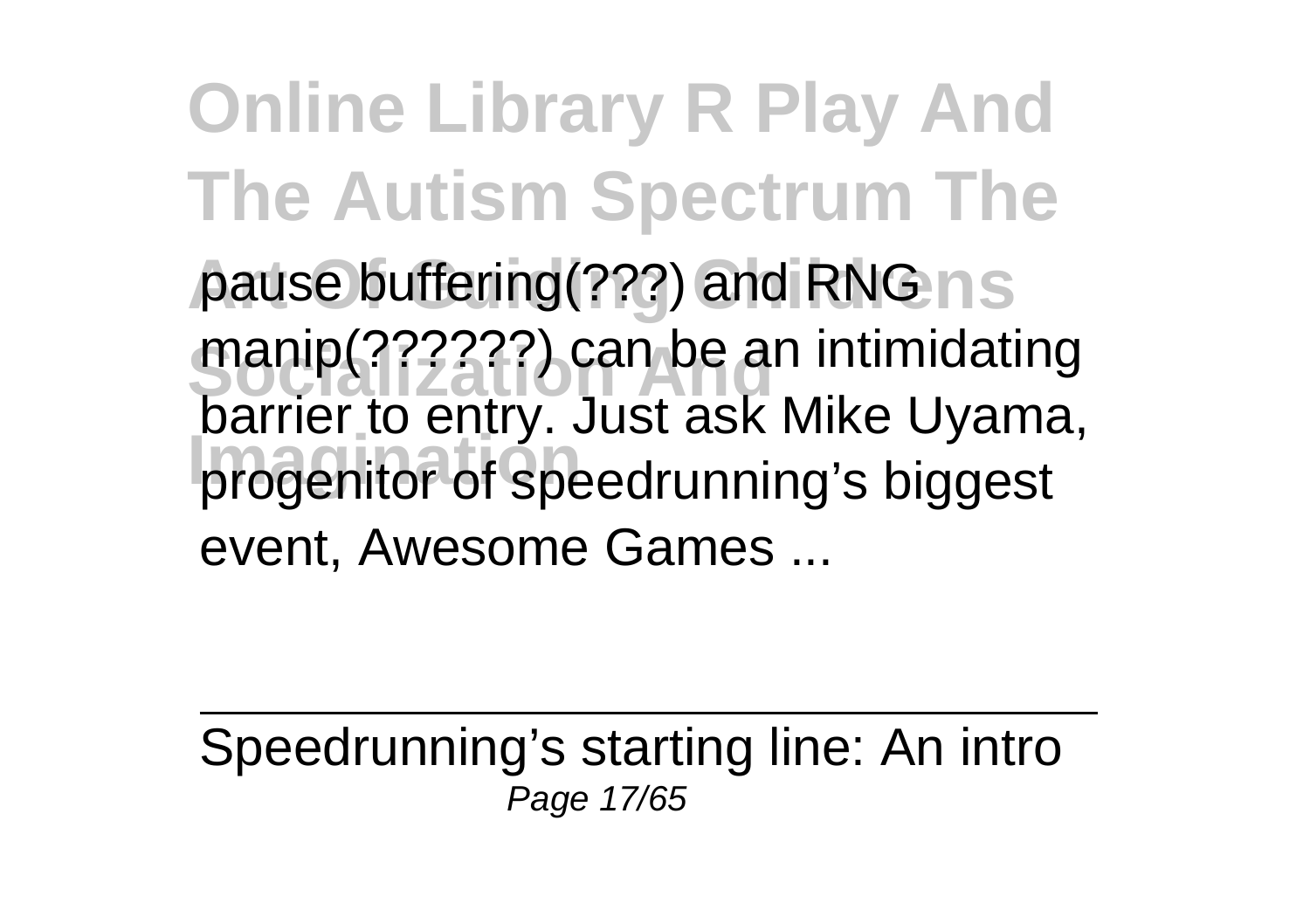pause buffering(???) and RNG manip(??????) can be an intimidating barrier to entry. Just ask Mike Uyama, progenitor of speedrunning's biggest event, Awesome Games ...

Speedrunning's starting line: An intro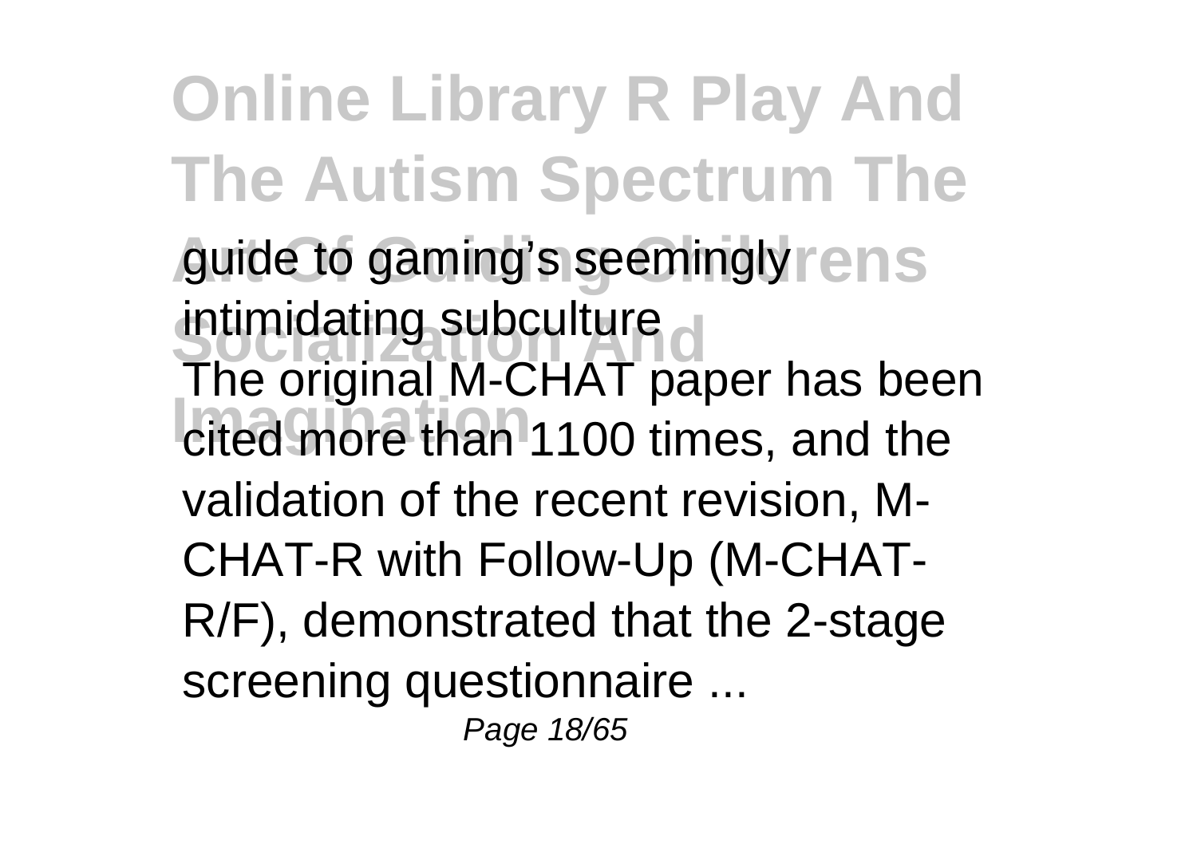guide to gaming's seemingly intimidating subculture

The original M-CHAT paper has been cited more than 1100 times, and the validation of the recent revision, M-CHAT-R with Follow-Up (M-CHAT-R/F), demonstrated that the 2-stage screening questionnaire ...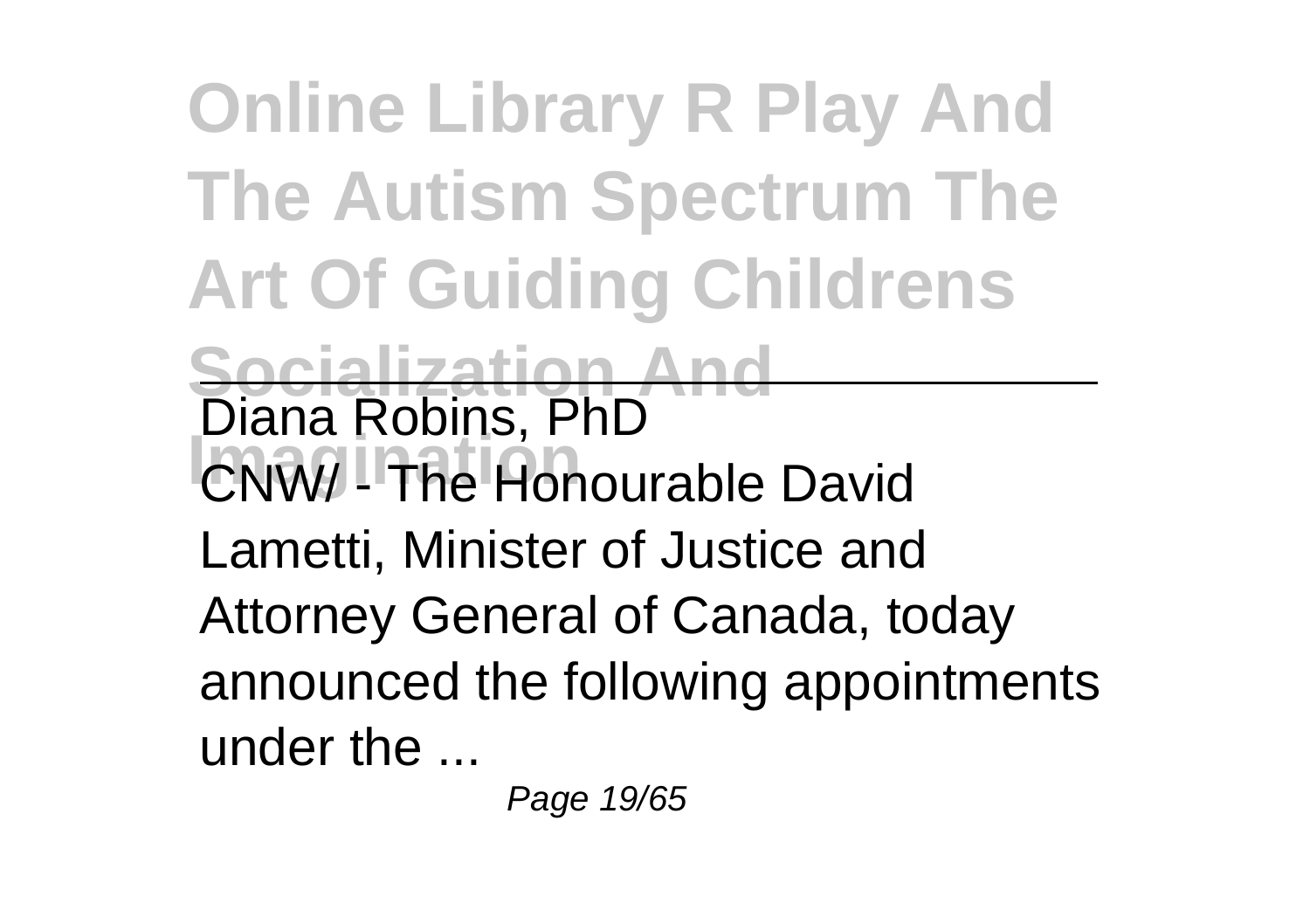**Online Library R Play And The Autism Spectrum The Art Of Guiding Childrens Socialization And Imagination**

Diana Robins, PhD

CNW/ - The Honourable David Lametti, Minister of Justice and Attorney General of Canada, today announced the following appointments under the ...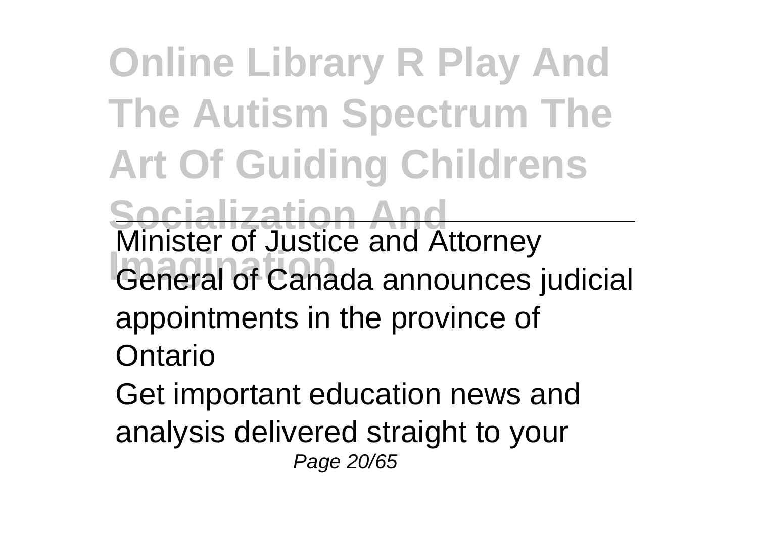Minister of Justice and Attorney General of Canada announces judicial appointments in the province of Ontario

Get important education news and analysis delivered straight to your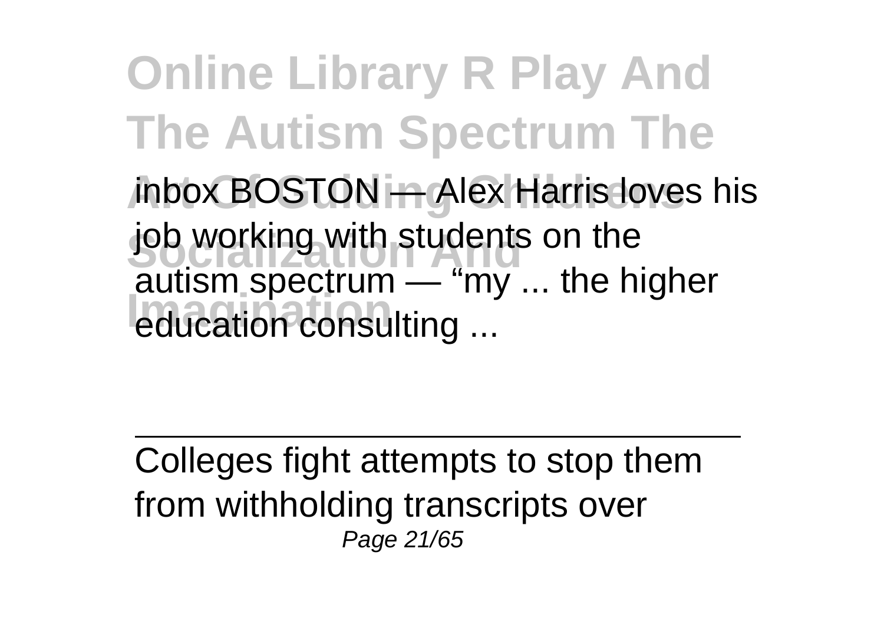inbox BOSTON — Alex Harris loves his job working with students on the autism spectrum — "my ... the higher education consulting ...

---

Colleges fight attempts to stop them from withholding transcripts over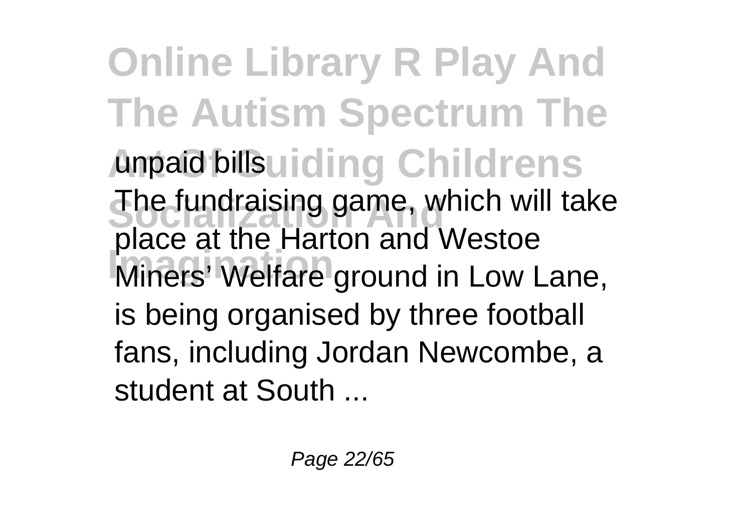unpaid bills

The fundraising game, which will take place at the Harton and Westoe Miners' Welfare ground in Low Lane, is being organised by three football fans, including Jordan Newcombe, a student at South ...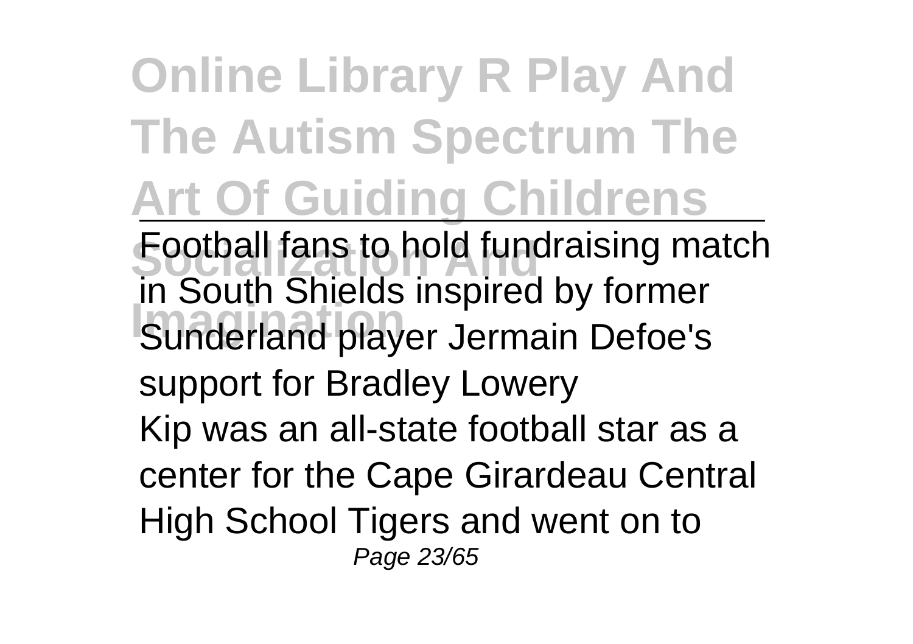# Online Library R Play And The Autism Spectrum The Art Of Guiding Childrens Socialization And Imagination

---

Football fans to hold fundraising match in South Shields inspired by former Sunderland player Jermain Defoe's support for Bradley Lowery

Kip was an all-state football star as a center for the Cape Girardeau Central High School Tigers and went on to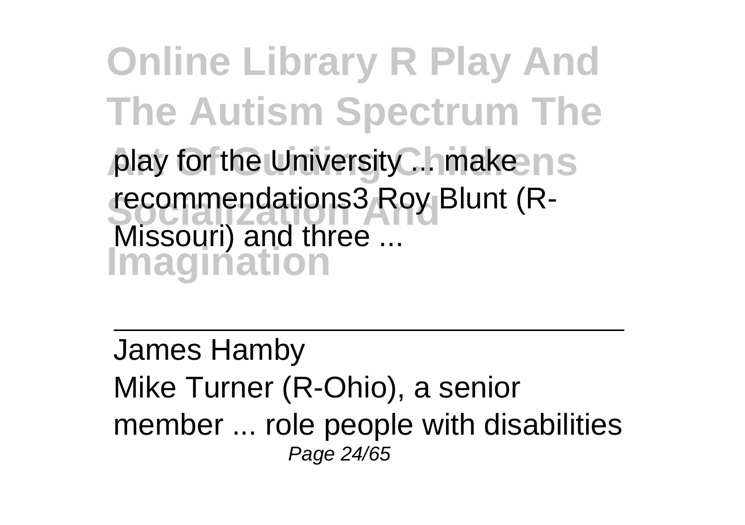play for the University ... make recommendations3 Roy Blunt (R-Missouri) and three ...

---

James Hamby
Mike Turner (R-Ohio), a senior member ... role people with disabilities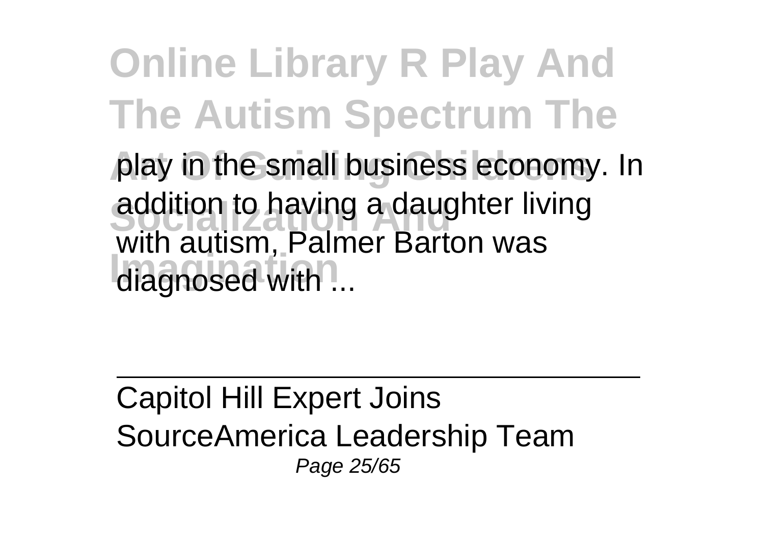play in the small business economy. In addition to having a daughter living with autism, Palmer Barton was diagnosed with ...

Capitol Hill Expert Joins SourceAmerica Leadership Team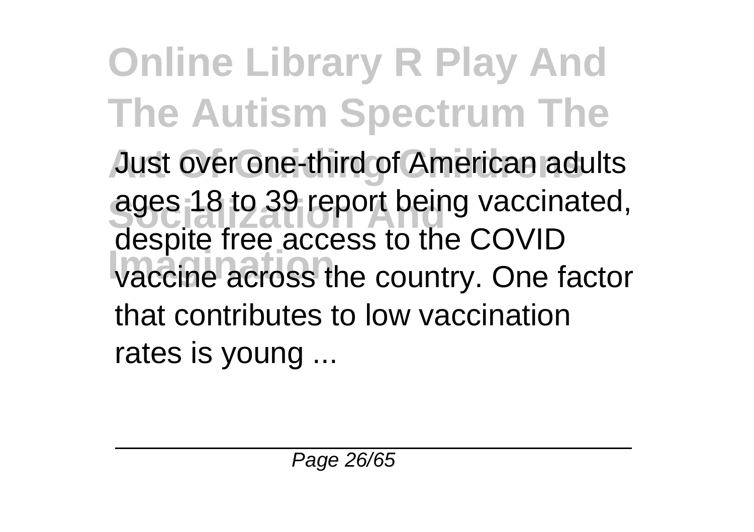Just over one-third of American adults ages 18 to 39 report being vaccinated, despite free access to the COVID vaccine across the country. One factor that contributes to low vaccination rates is young ...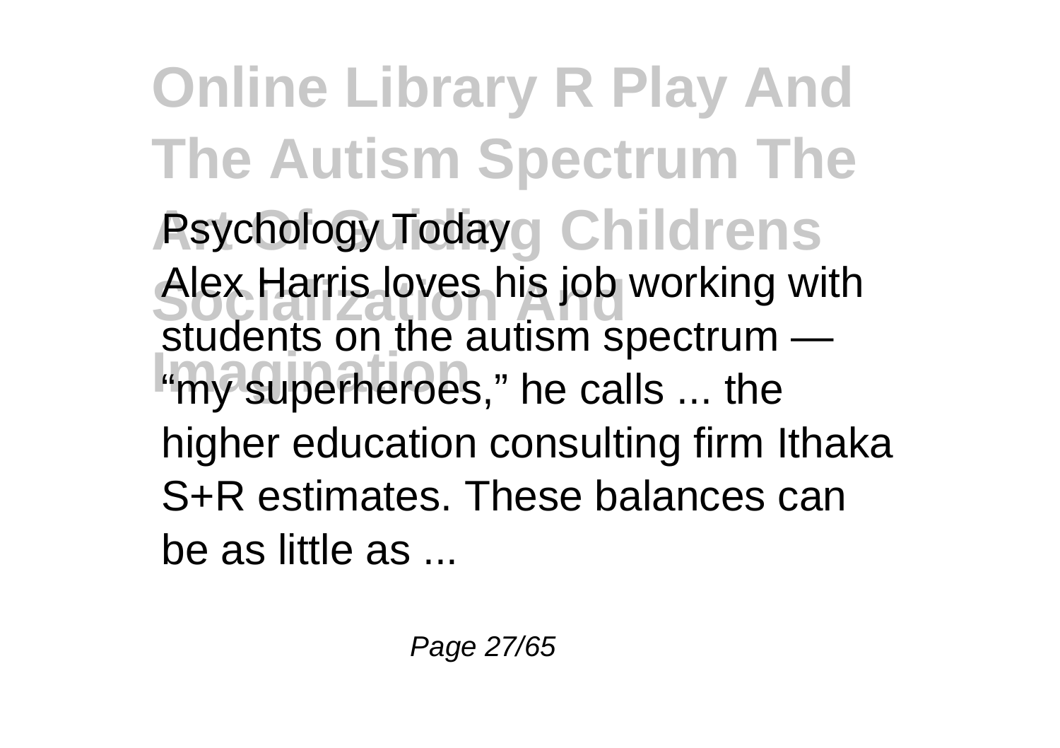Psychology Today

Alex Harris loves his job working with students on the autism spectrum — "my superheroes," he calls ... the higher education consulting firm Ithaka S+R estimates. These balances can be as little as ...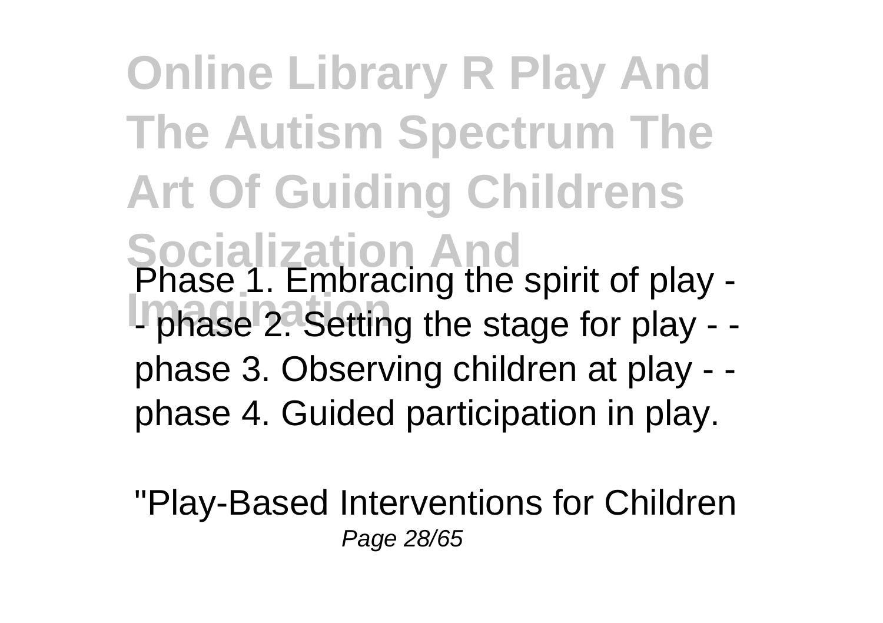Phase 1. Embracing the spirit of play - - phase 2. Setting the stage for play - - phase 3. Observing children at play - - phase 4. Guided participation in play.

"Play-Based Interventions for Children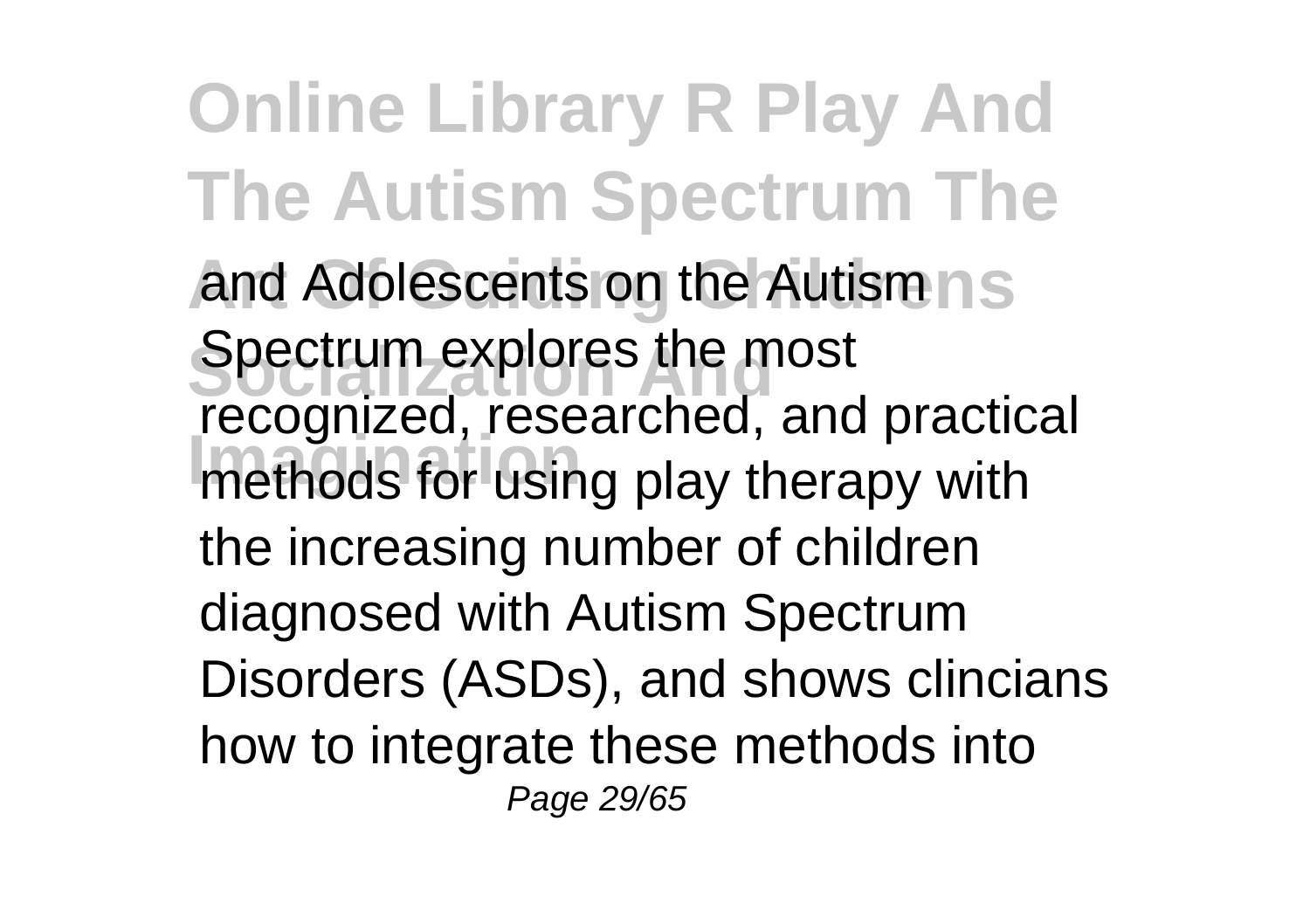and Adolescents on the Autism Spectrum explores the most recognized, researched, and practical methods for using play therapy with the increasing number of children diagnosed with Autism Spectrum Disorders (ASDs), and shows clincians how to integrate these methods into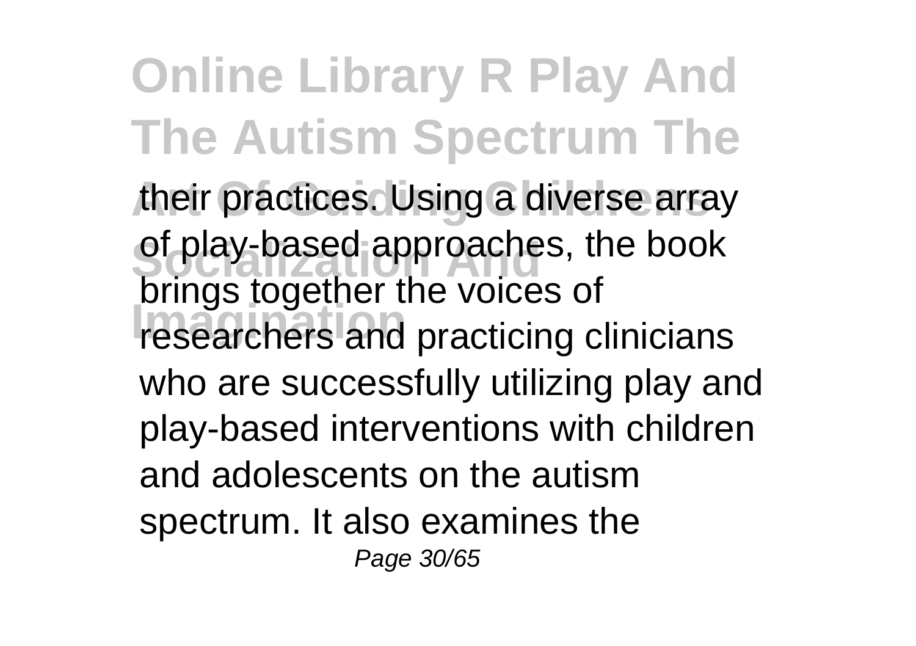their practices. Using a diverse array of play-based approaches, the book brings together the voices of researchers and practicing clinicians who are successfully utilizing play and play-based interventions with children and adolescents on the autism spectrum. It also examines the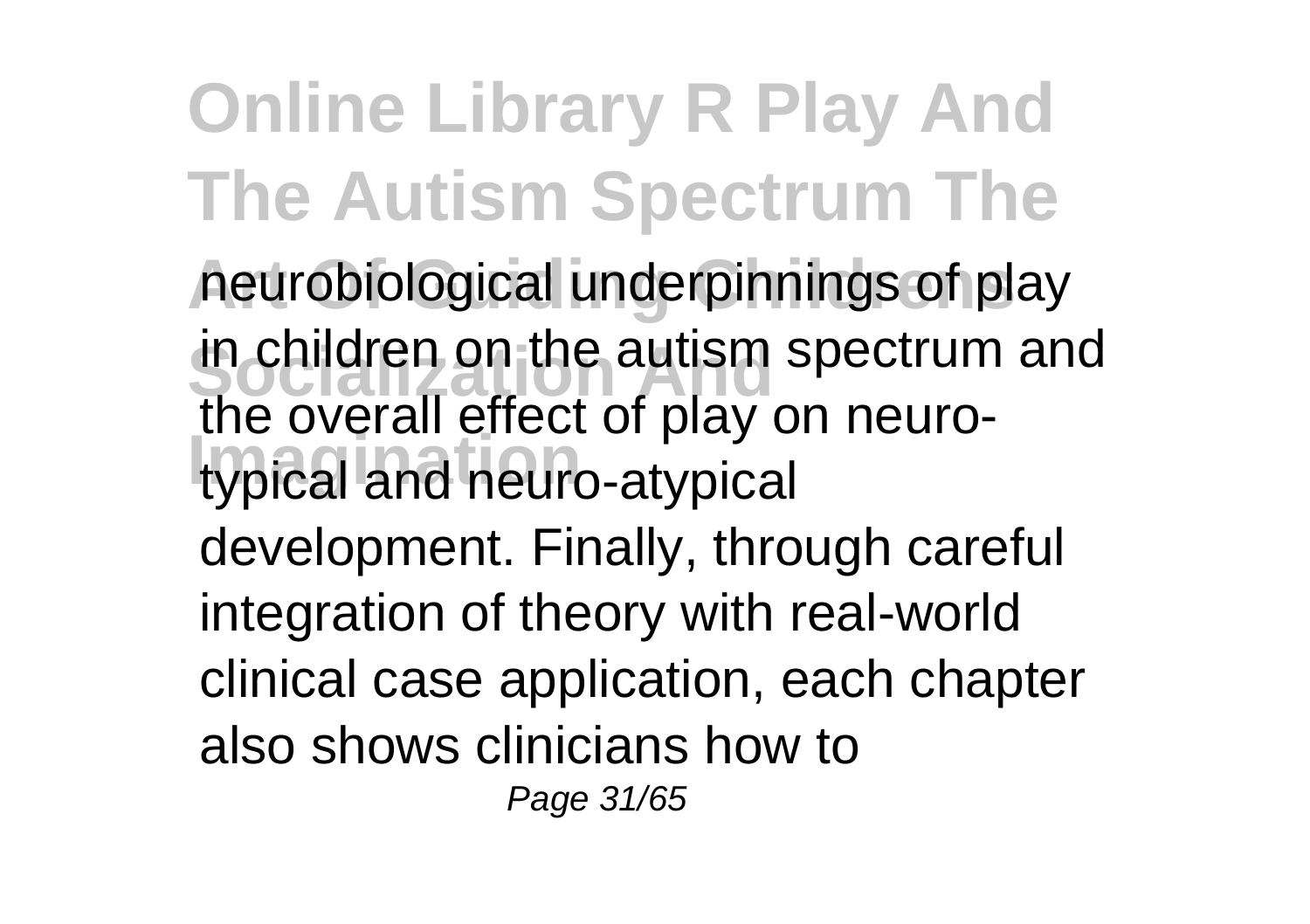neurobiological underpinnings of play in children on the autism spectrum and the overall effect of play on neuro-typical and neuro-atypical development. Finally, through careful integration of theory with real-world clinical case application, each chapter also shows clinicians how to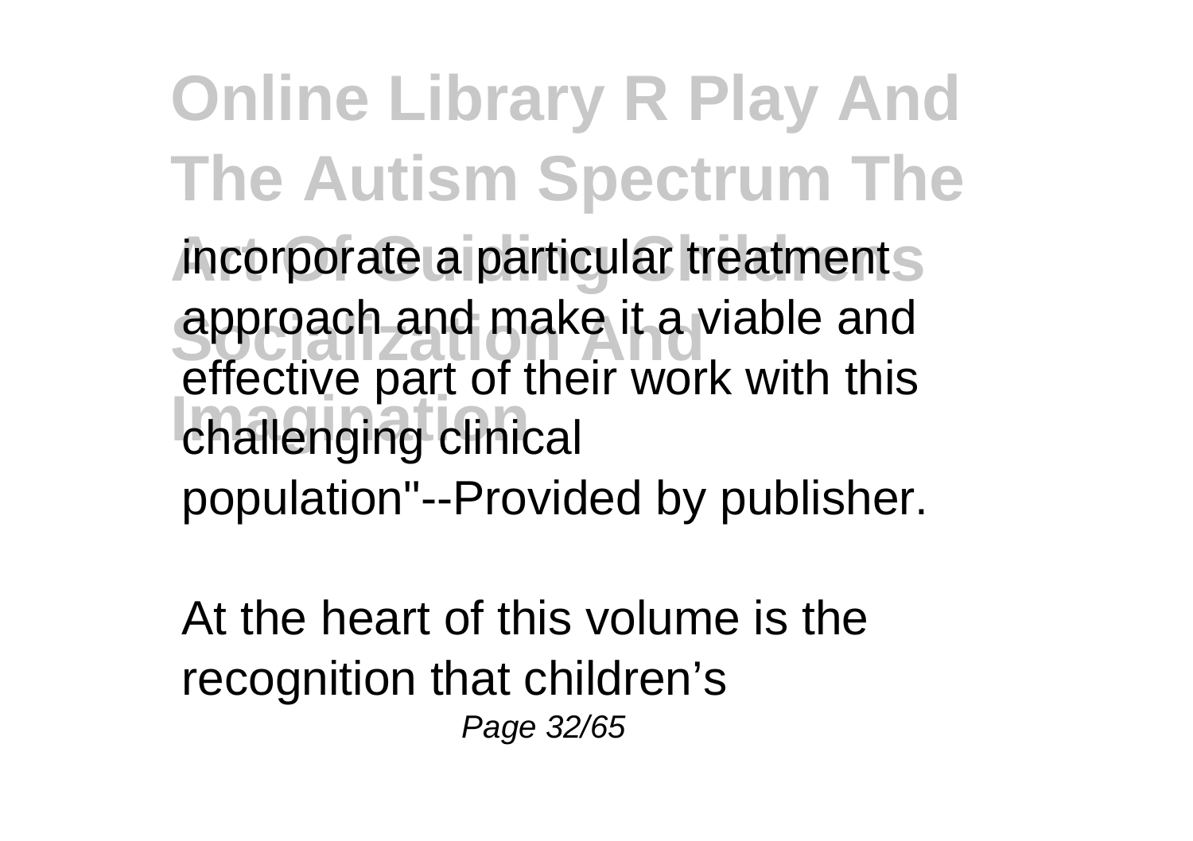incorporate a particular treatment approach and make it a viable and effective part of their work with this challenging clinical population"--Provided by publisher.

At the heart of this volume is the recognition that children's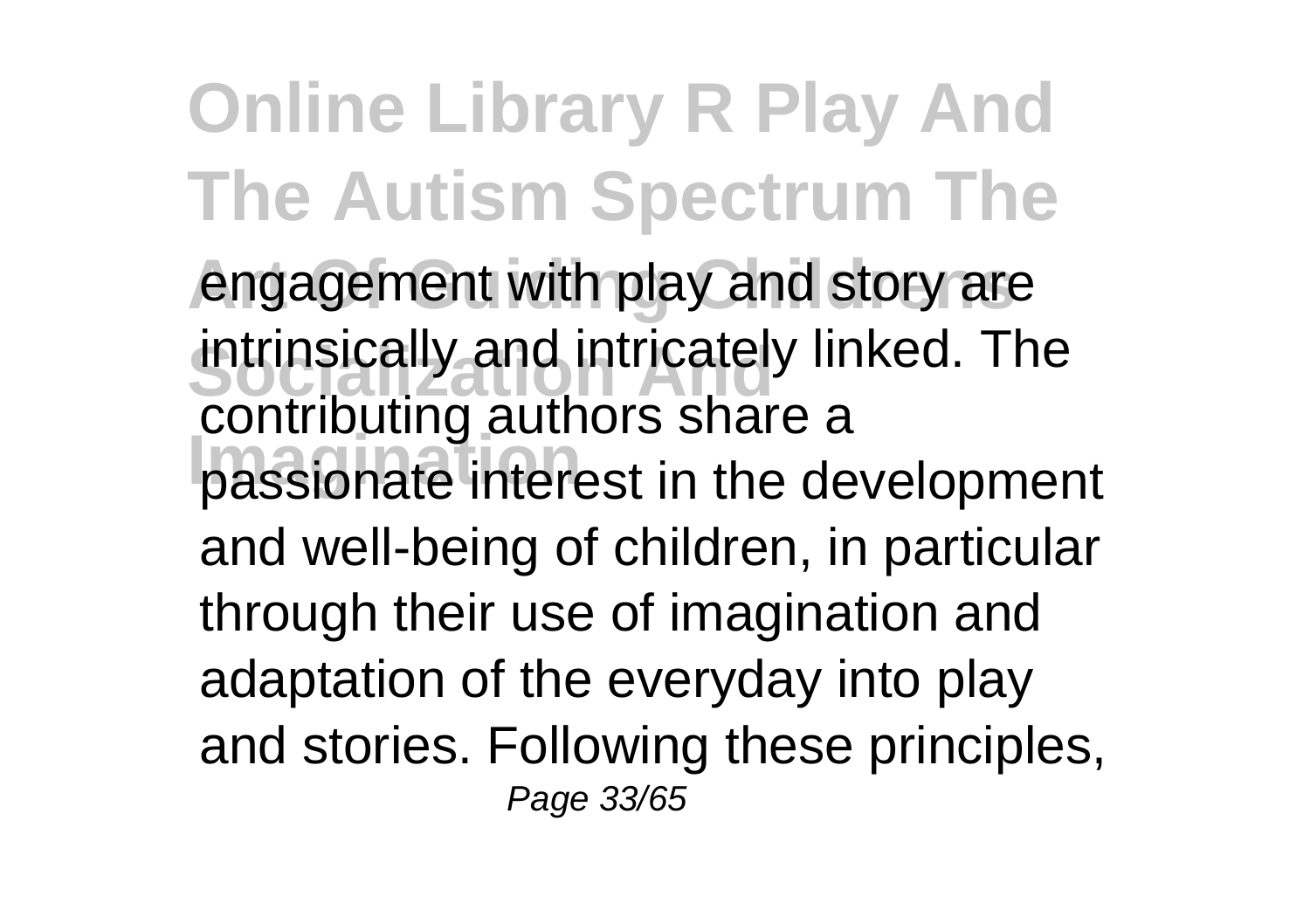engagement with play and story are intrinsically and intricately linked. The contributing authors share a passionate interest in the development and well-being of children, in particular through their use of imagination and adaptation of the everyday into play and stories. Following these principles,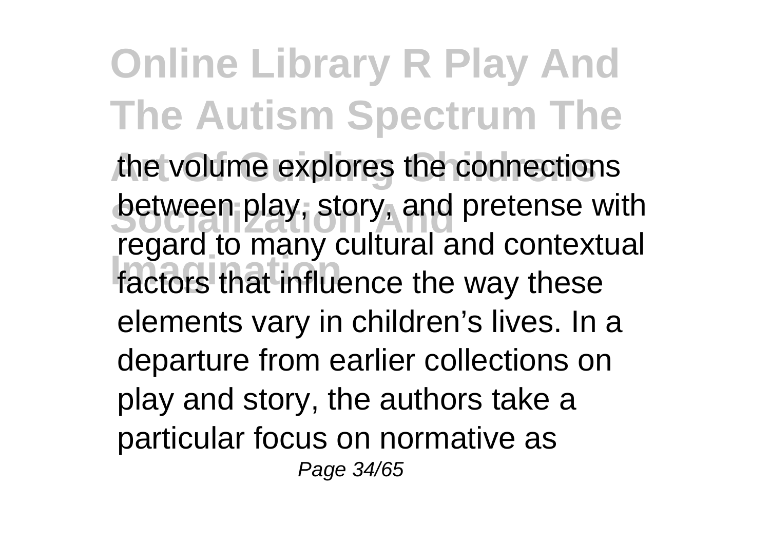the volume explores the connections between play, story, and pretense with regard to many cultural and contextual factors that influence the way these elements vary in children's lives. In a departure from earlier collections on play and story, the authors take a particular focus on normative as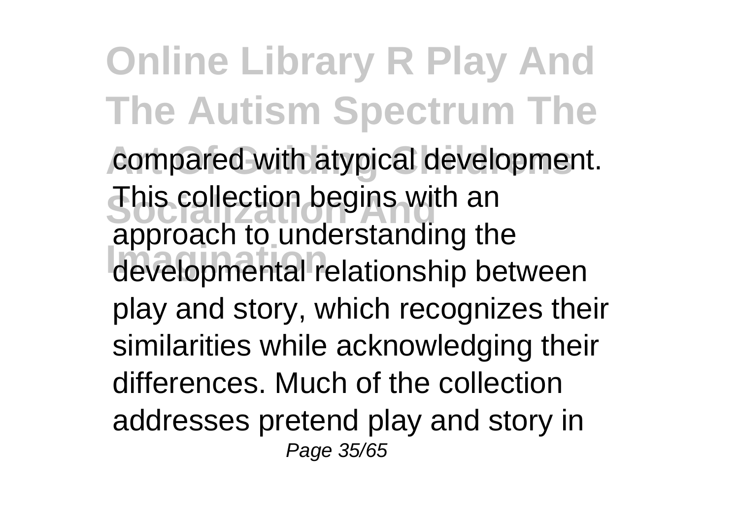compared with atypical development. This collection begins with an approach to understanding the developmental relationship between play and story, which recognizes their similarities while acknowledging their differences. Much of the collection addresses pretend play and story in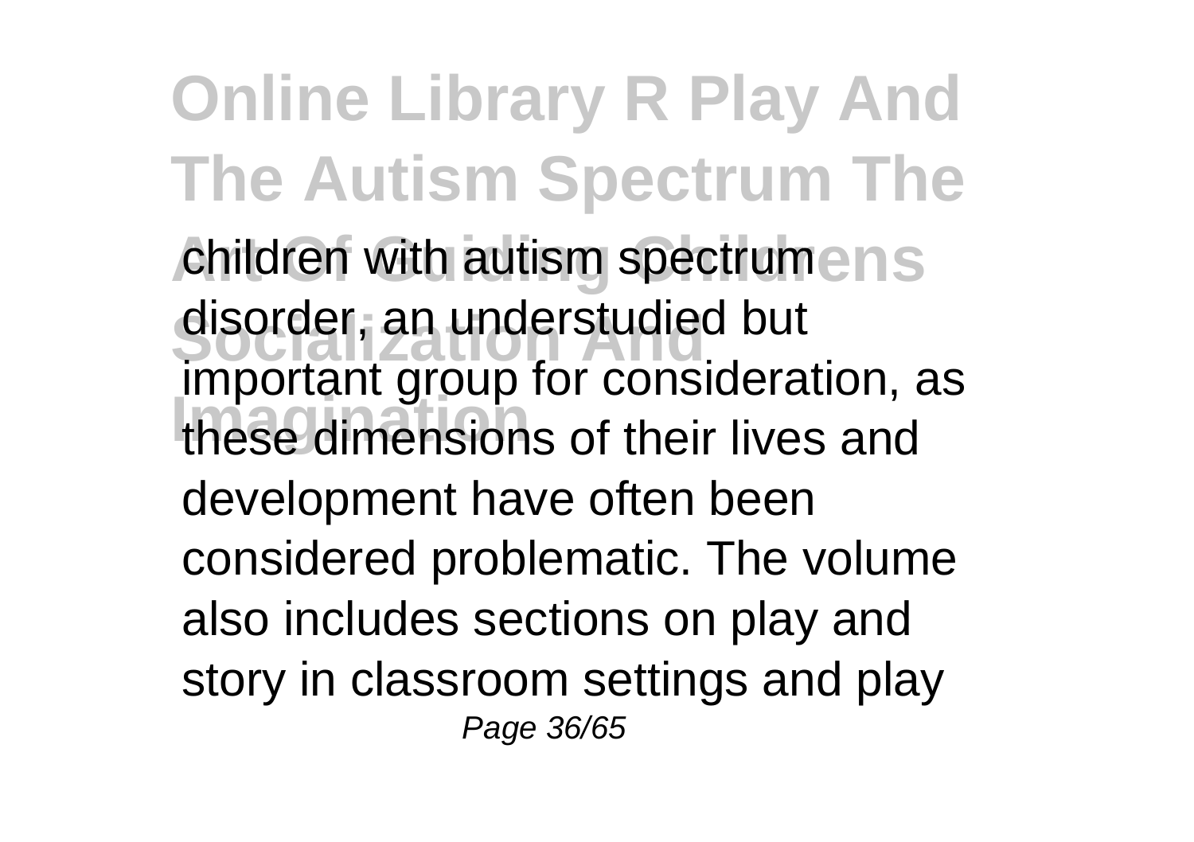children with autism spectrum disorder, an understudied but important group for consideration, as these dimensions of their lives and development have often been considered problematic. The volume also includes sections on play and story in classroom settings and play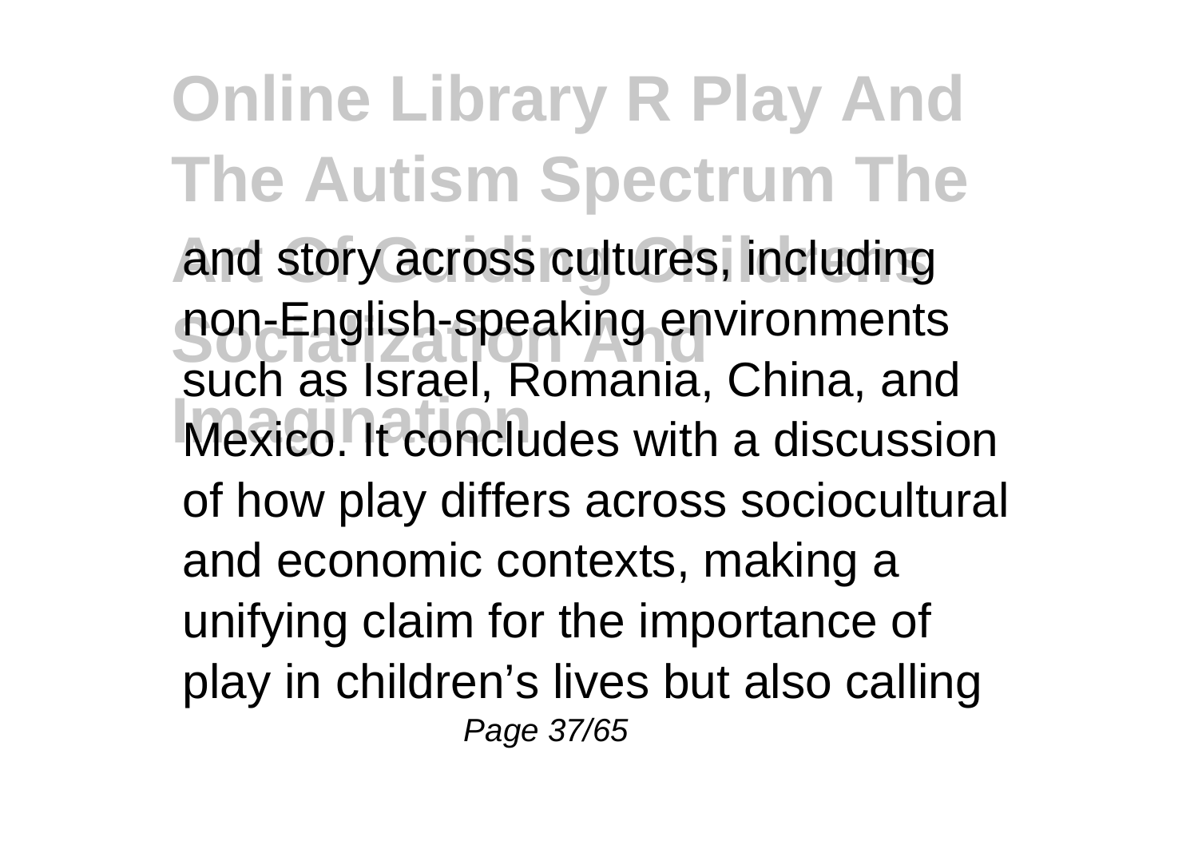and story across cultures, including non-English-speaking environments such as Israel, Romania, China, and Mexico. It concludes with a discussion of how play differs across sociocultural and economic contexts, making a unifying claim for the importance of play in children's lives but also calling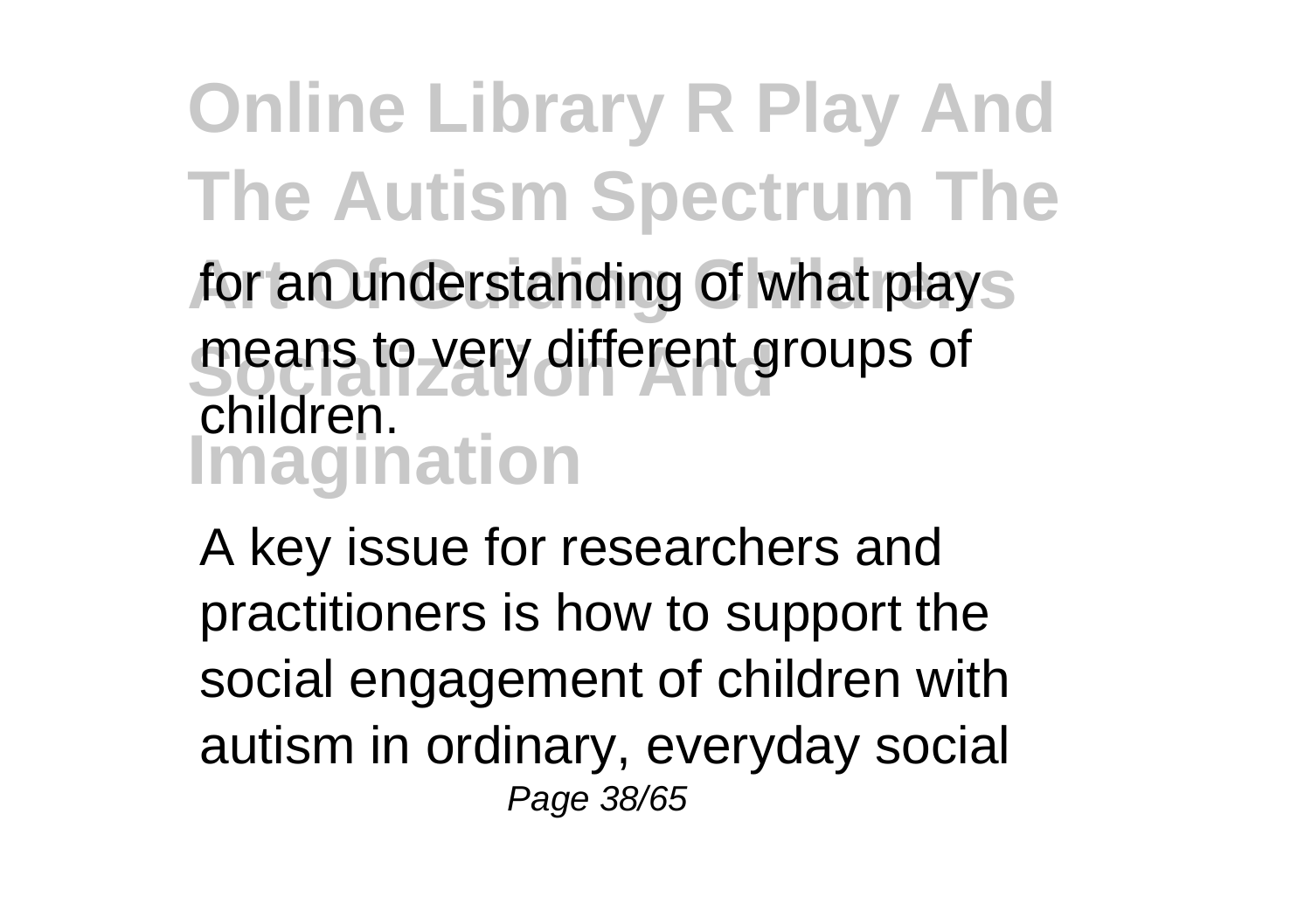for an understanding of what plays means to very different groups of children.

A key issue for researchers and practitioners is how to support the social engagement of children with autism in ordinary, everyday social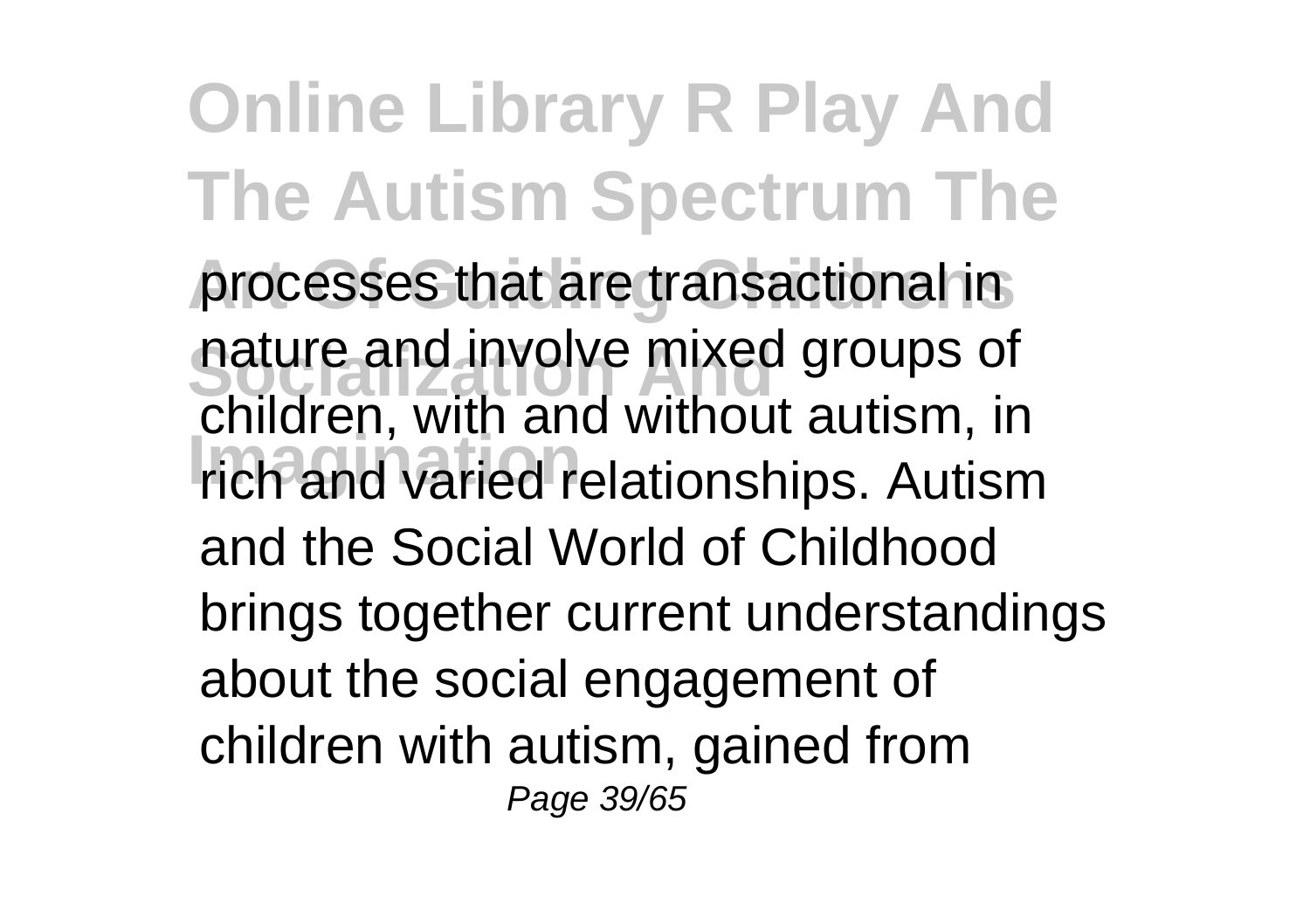processes that are transactional in nature and involve mixed groups of children, with and without autism, in rich and varied relationships. Autism and the Social World of Childhood brings together current understandings about the social engagement of children with autism, gained from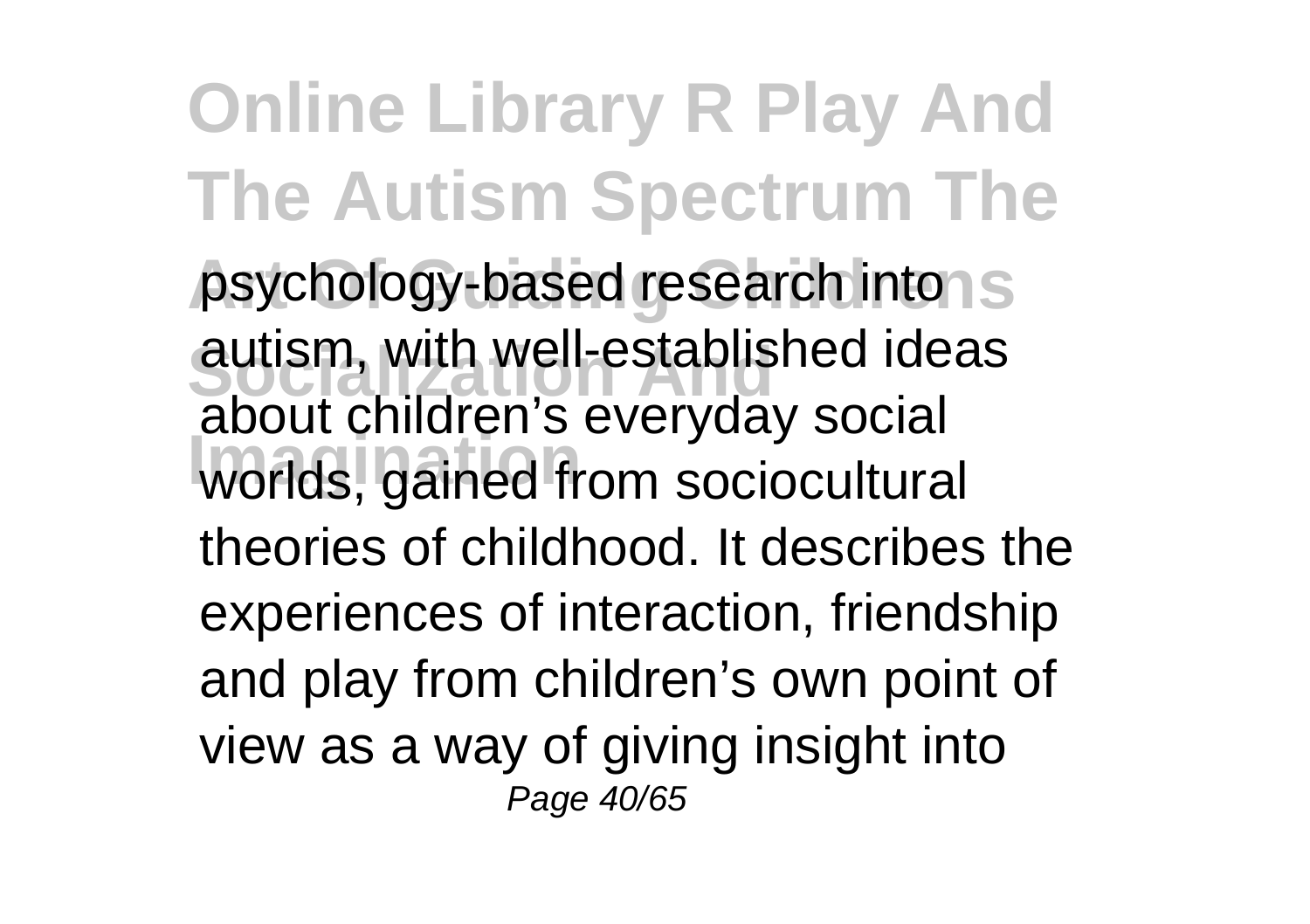psychology-based research into autism, with well-established ideas about children's everyday social worlds, gained from sociocultural theories of childhood. It describes the experiences of interaction, friendship and play from children's own point of view as a way of giving insight into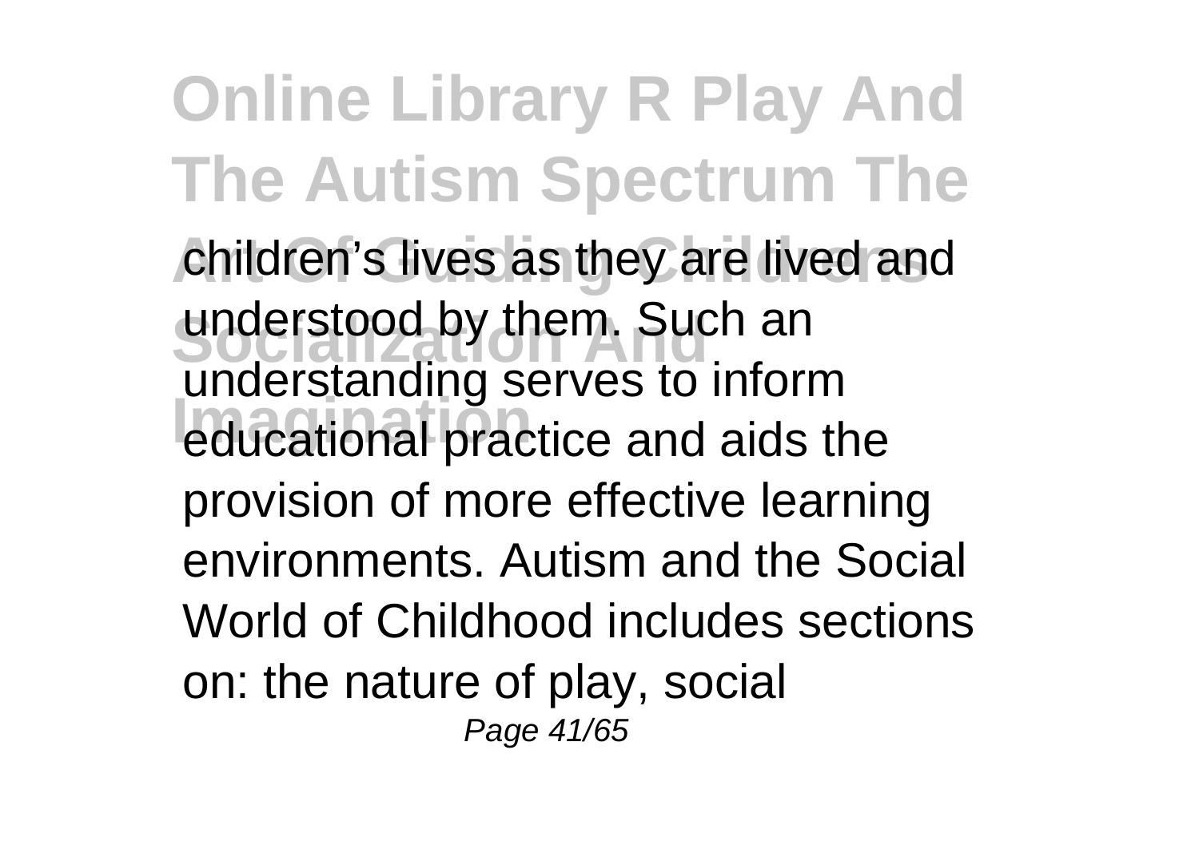children's lives as they are lived and understood by them. Such an understanding serves to inform educational practice and aids the provision of more effective learning environments. Autism and the Social World of Childhood includes sections on: the nature of play, social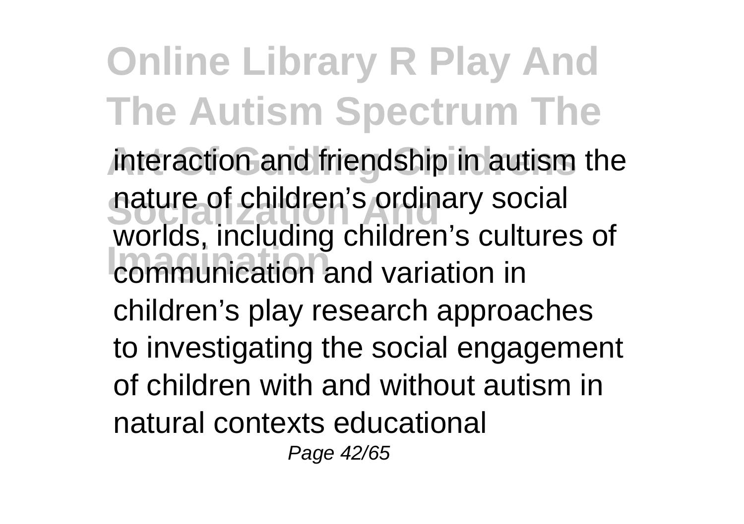interaction and friendship in autism the nature of children's ordinary social worlds, including children's cultures of communication and variation in children's play research approaches to investigating the social engagement of children with and without autism in natural contexts educational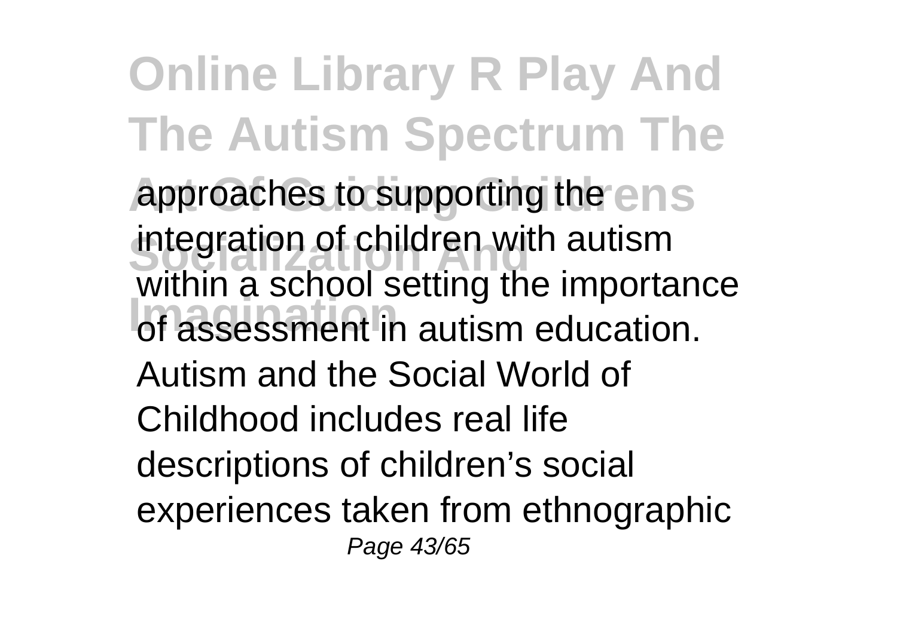approaches to supporting the integration of children with autism within a school setting the importance of assessment in autism education. Autism and the Social World of Childhood includes real life descriptions of children's social experiences taken from ethnographic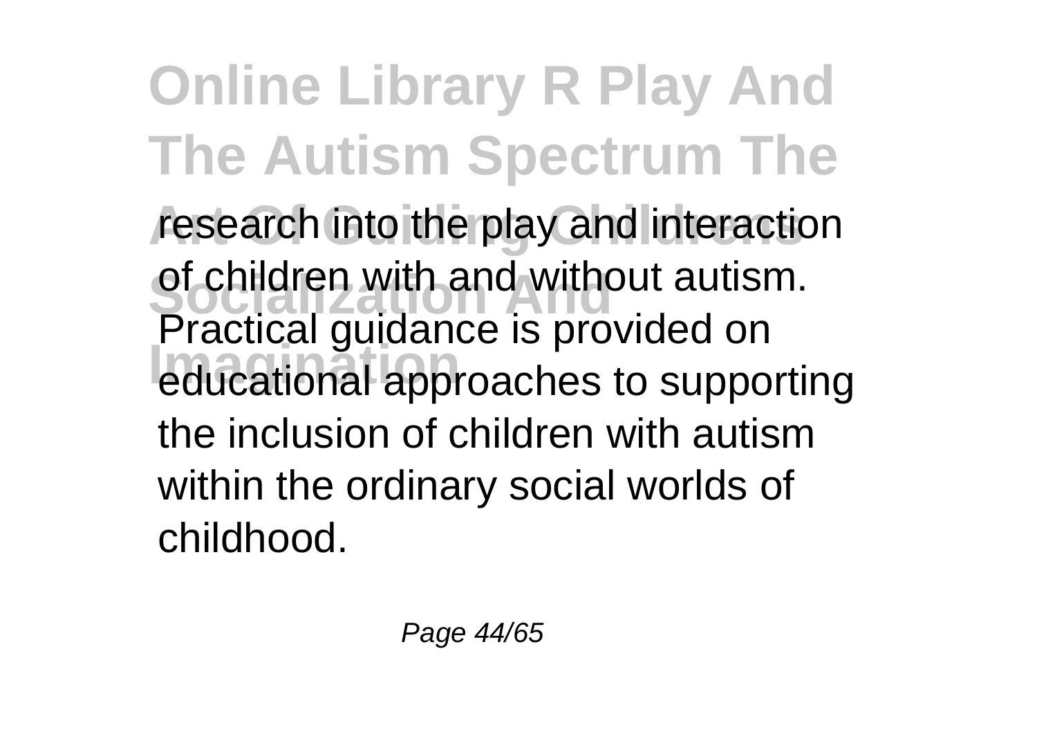research into the play and interaction of children with and without autism. Practical guidance is provided on educational approaches to supporting the inclusion of children with autism within the ordinary social worlds of childhood.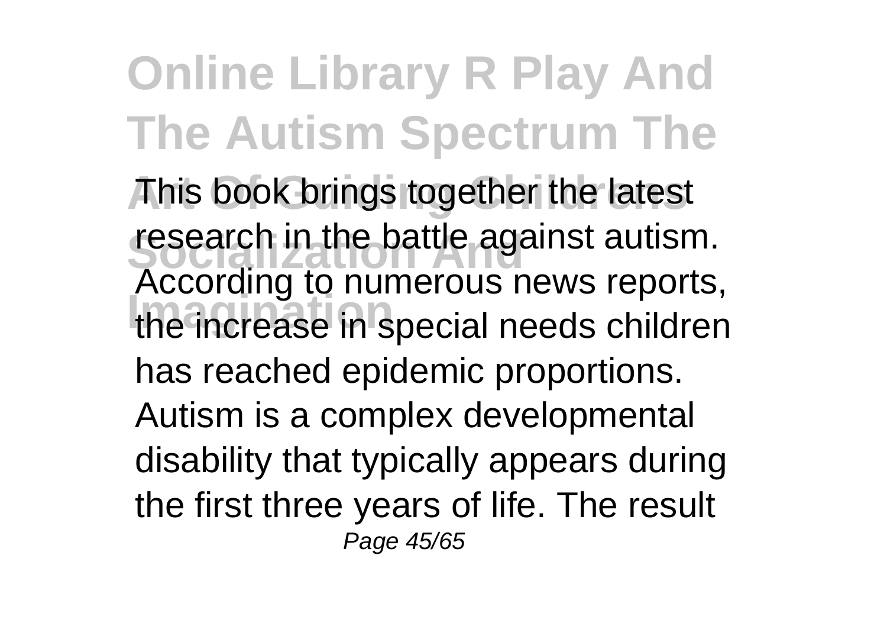This book brings together the latest research in the battle against autism. According to numerous news reports, the increase in special needs children has reached epidemic proportions. Autism is a complex developmental disability that typically appears during the first three years of life. The result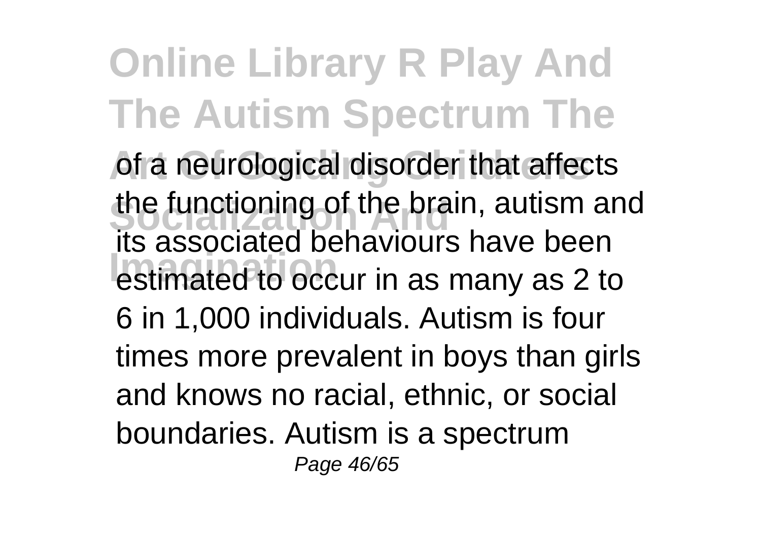of a neurological disorder that affects the functioning of the brain, autism and its associated behaviours have been estimated to occur in as many as 2 to 6 in 1,000 individuals. Autism is four times more prevalent in boys than girls and knows no racial, ethnic, or social boundaries. Autism is a spectrum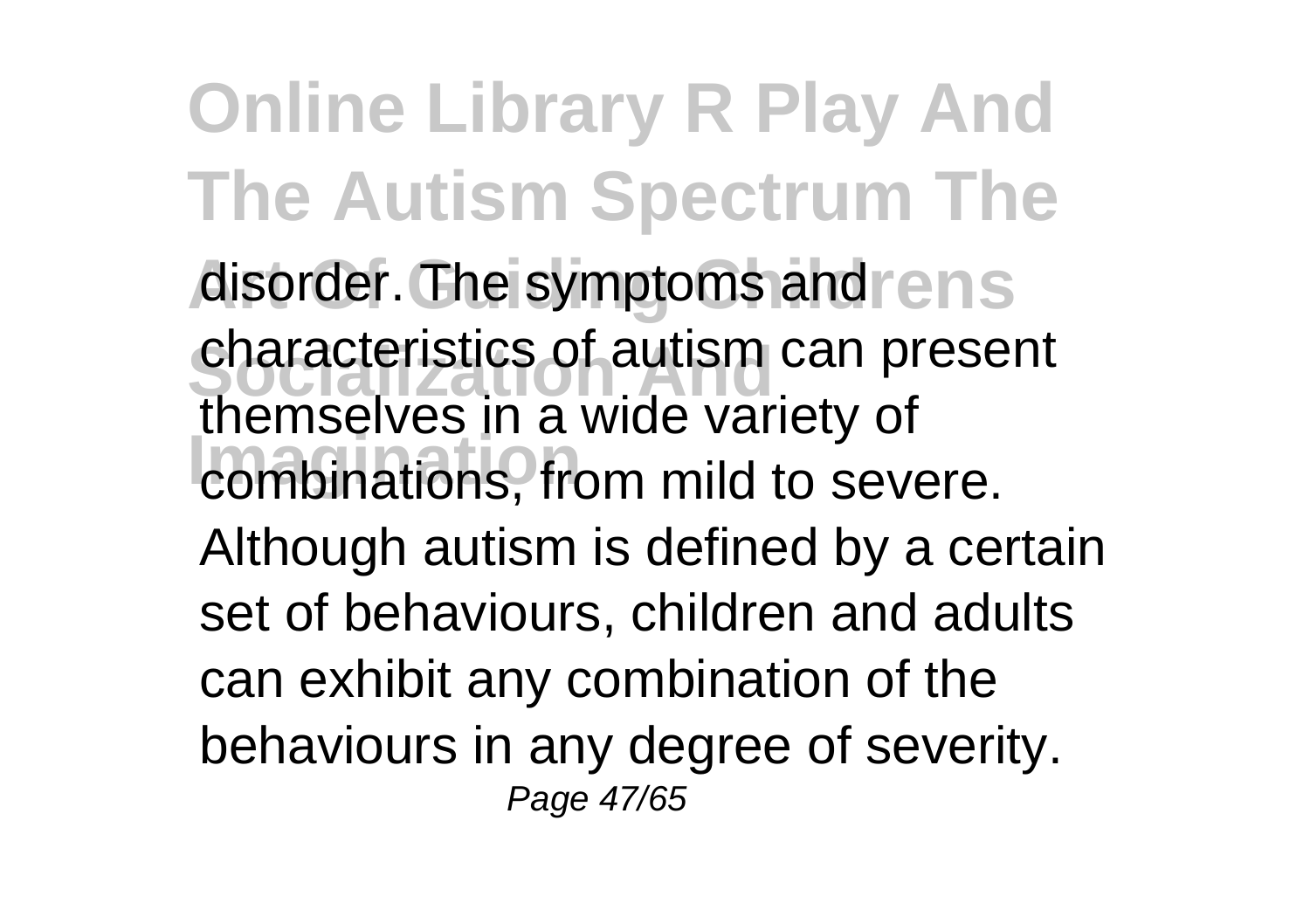disorder. The symptoms and characteristics of autism can present themselves in a wide variety of combinations, from mild to severe. Although autism is defined by a certain set of behaviours, children and adults can exhibit any combination of the behaviours in any degree of severity.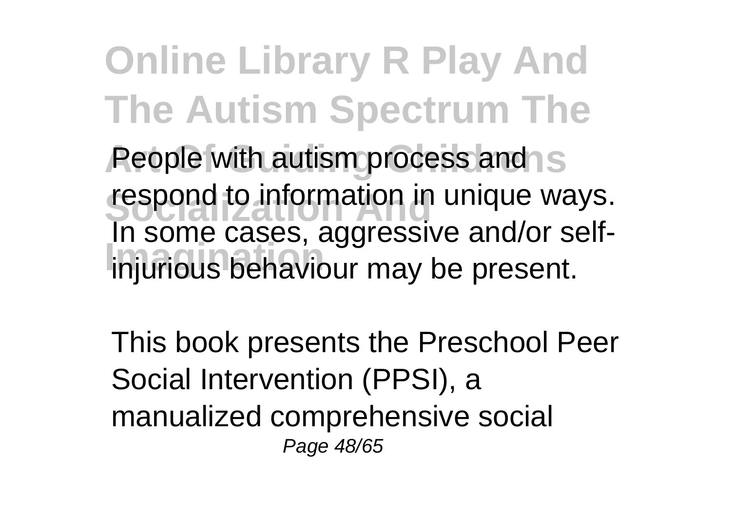People with autism process and respond to information in unique ways. In some cases, aggressive and/or self-injurious behaviour may be present.

This book presents the Preschool Peer Social Intervention (PPSI), a manualized comprehensive social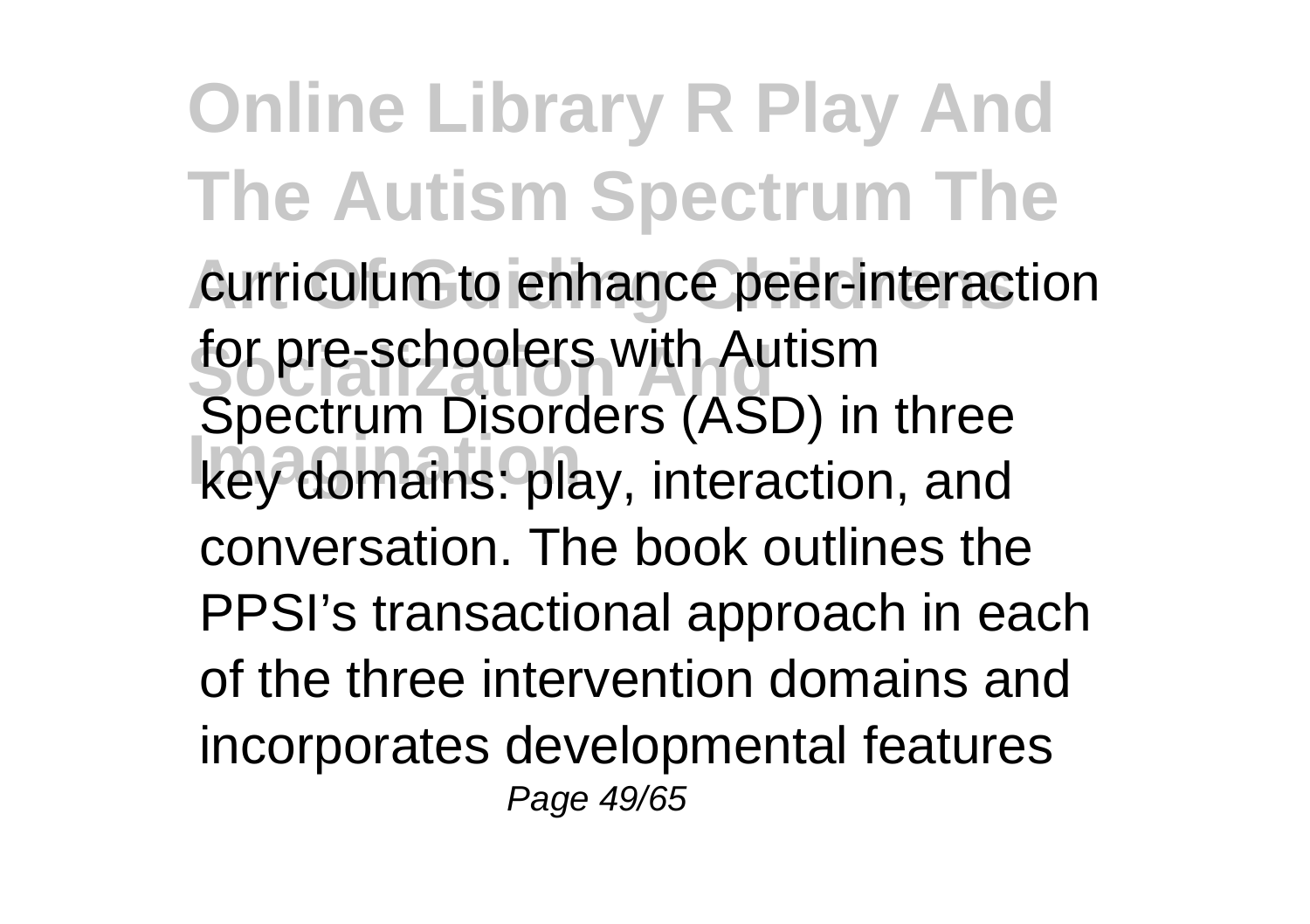curriculum to enhance peer-interaction for pre-schoolers with Autism Spectrum Disorders (ASD) in three key domains: play, interaction, and conversation. The book outlines the PPSI's transactional approach in each of the three intervention domains and incorporates developmental features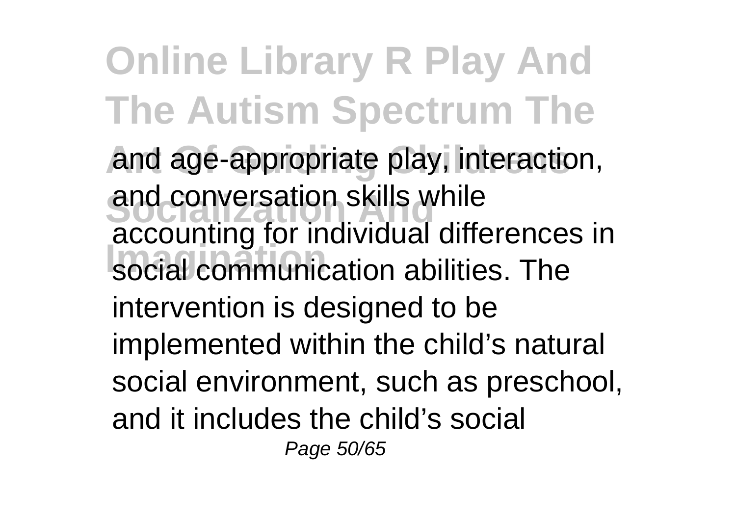and age-appropriate play, interaction, and conversation skills while accounting for individual differences in social communication abilities. The intervention is designed to be implemented within the child's natural social environment, such as preschool, and it includes the child's social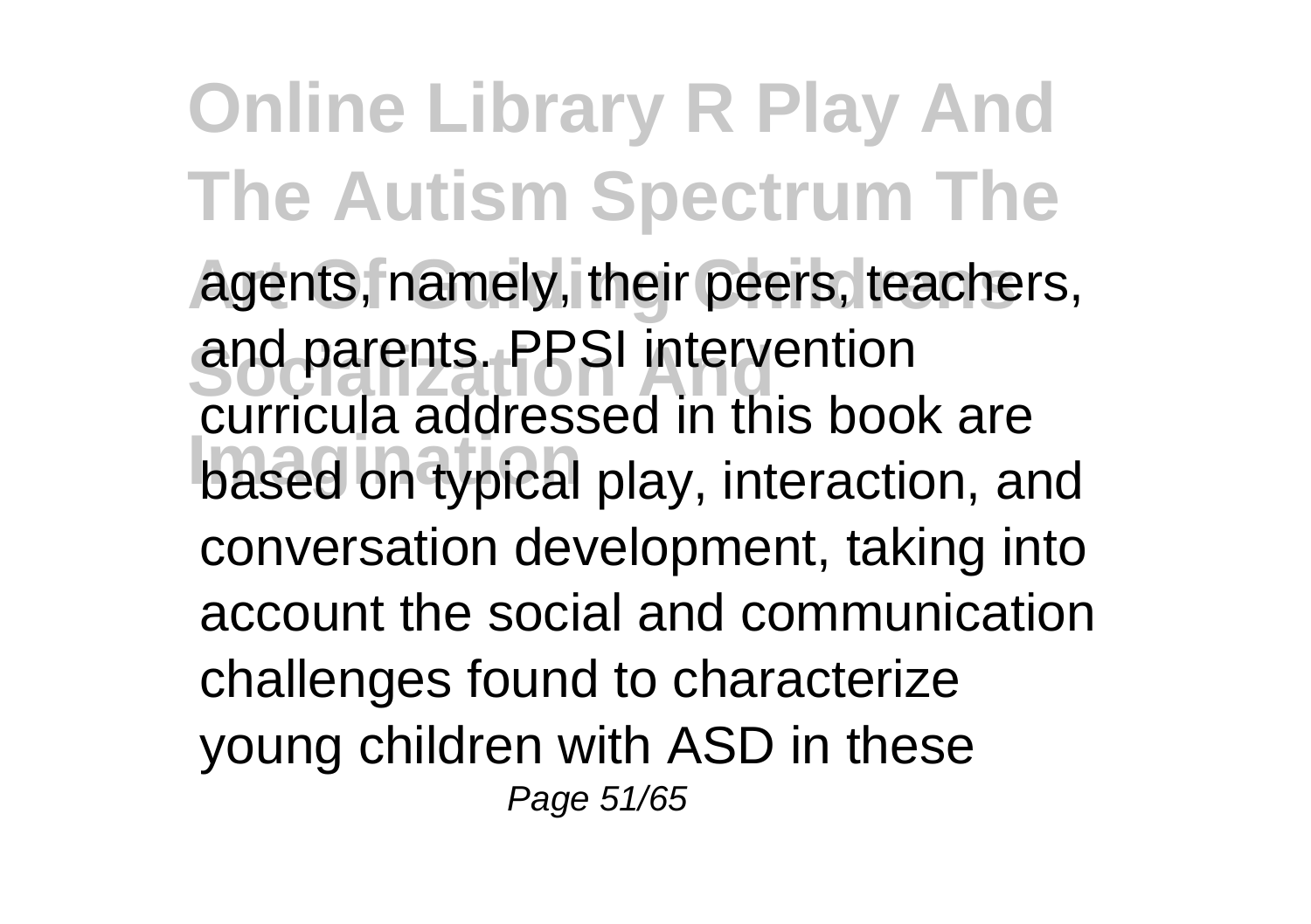agents, namely, their peers, teachers, and parents. PPSI intervention curricula addressed in this book are based on typical play, interaction, and conversation development, taking into account the social and communication challenges found to characterize young children with ASD in these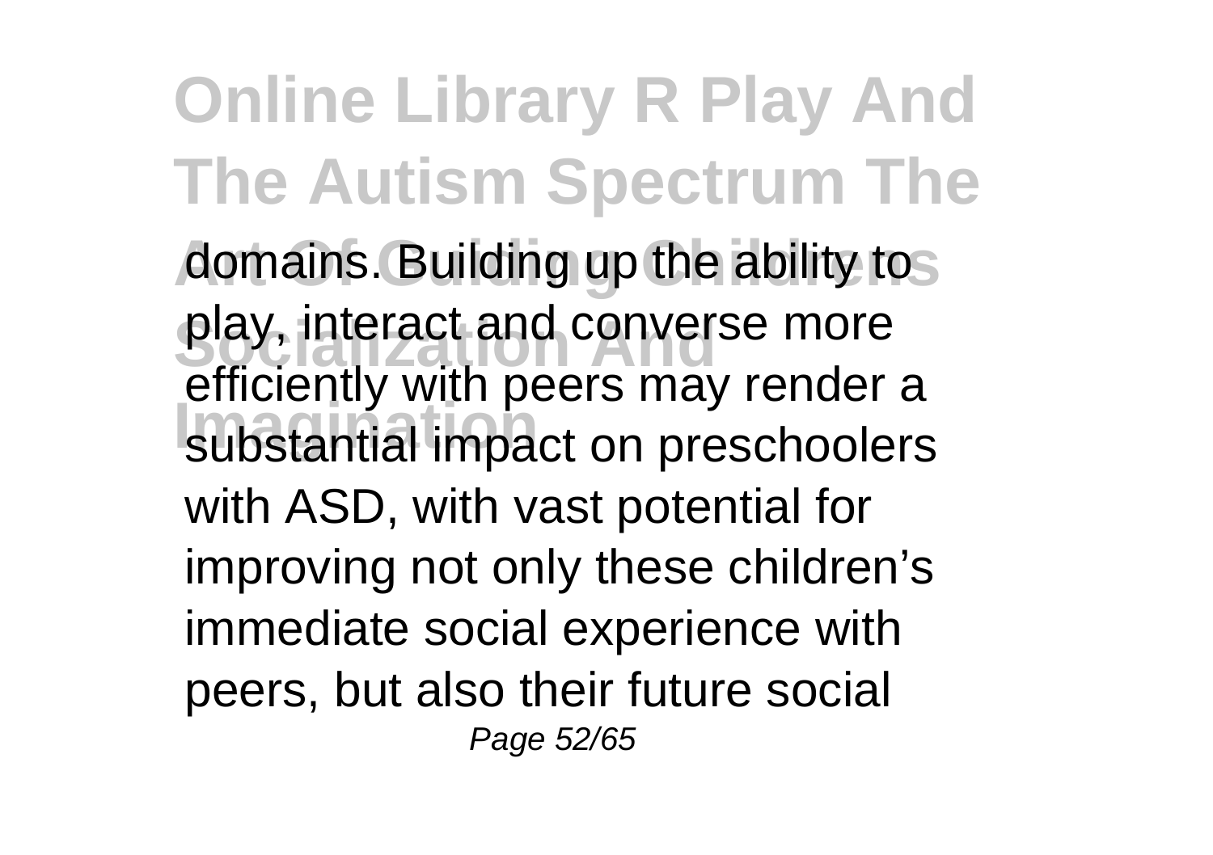domains. Building up the ability to play, interact and converse more efficiently with peers may render a substantial impact on preschoolers with ASD, with vast potential for improving not only these children's immediate social experience with peers, but also their future social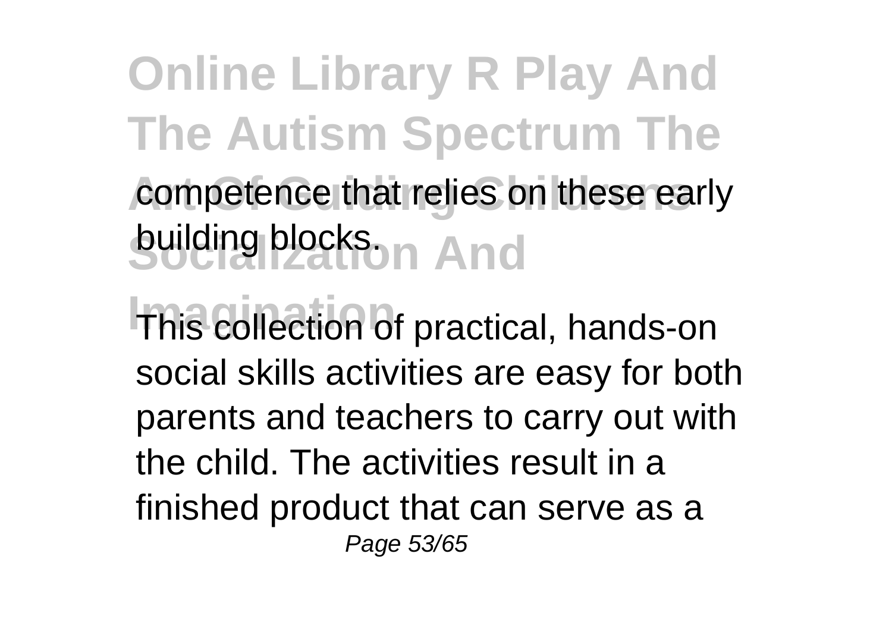competence that relies on these early building blocks.

This collection of practical, hands-on social skills activities are easy for both parents and teachers to carry out with the child. The activities result in a finished product that can serve as a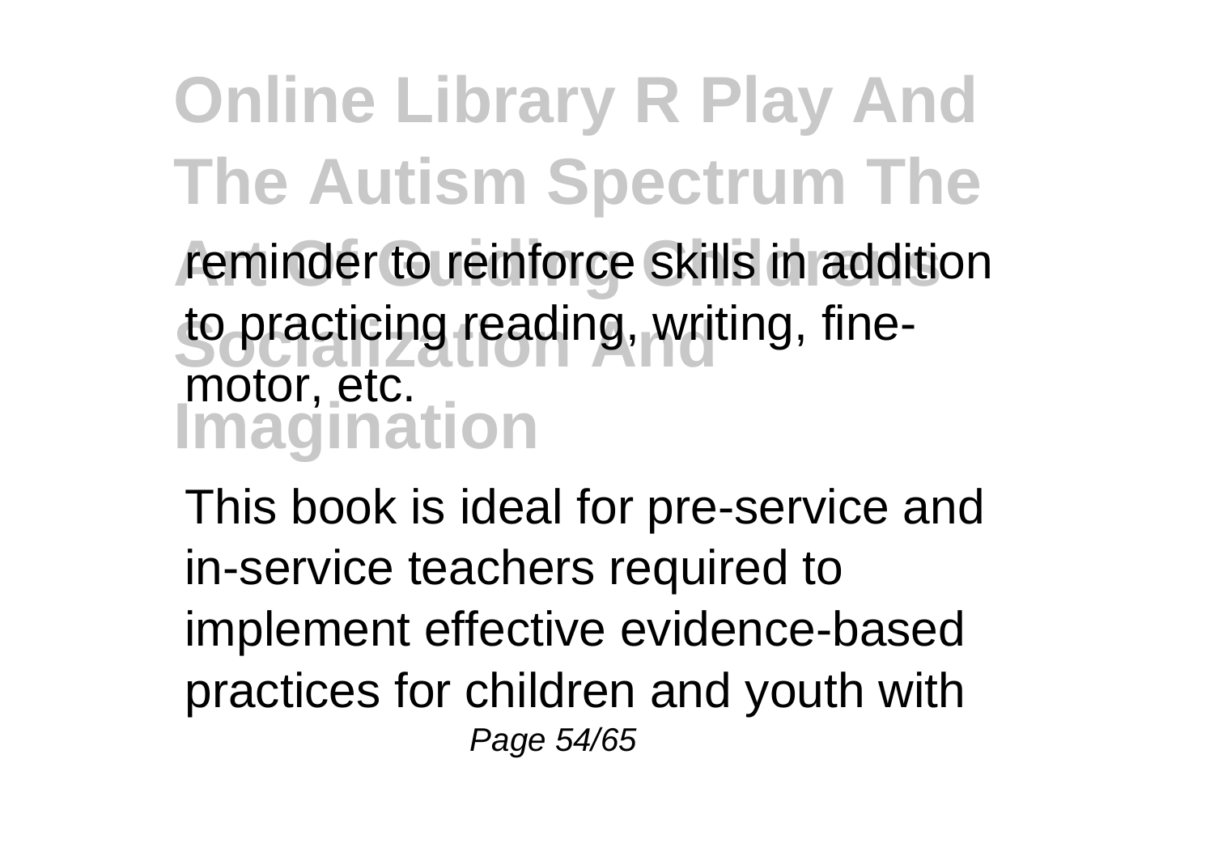reminder to reinforce skills in addition to practicing reading, writing, fine-motor, etc.

This book is ideal for pre-service and in-service teachers required to implement effective evidence-based practices for children and youth with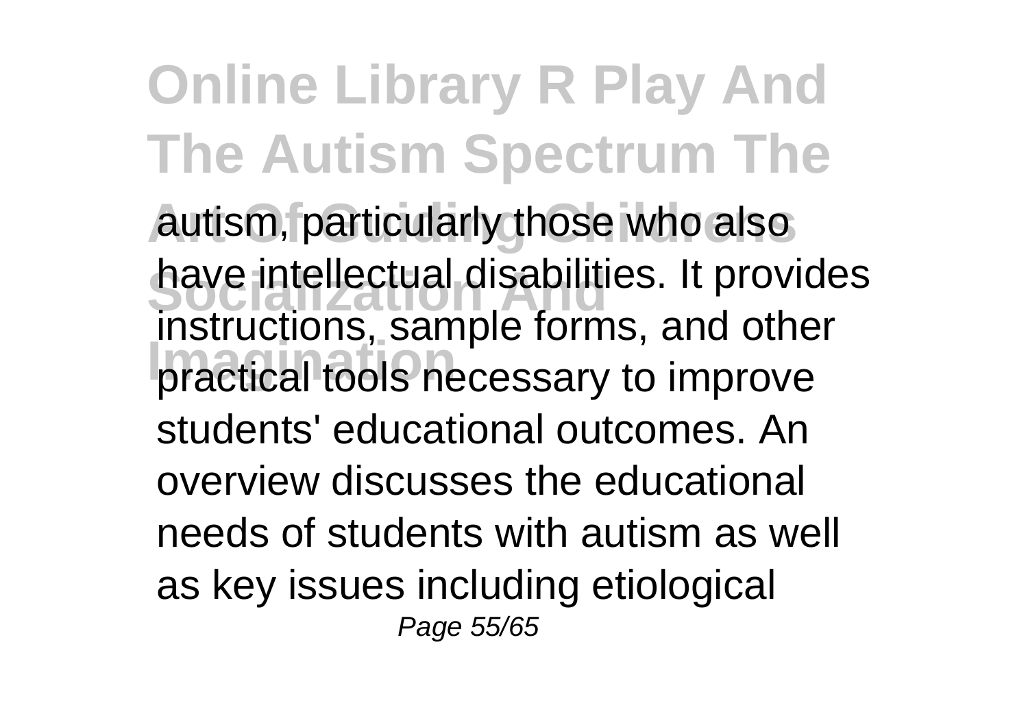autism, particularly those who also have intellectual disabilities. It provides instructions, sample forms, and other practical tools necessary to improve students' educational outcomes. An overview discusses the educational needs of students with autism as well as key issues including etiological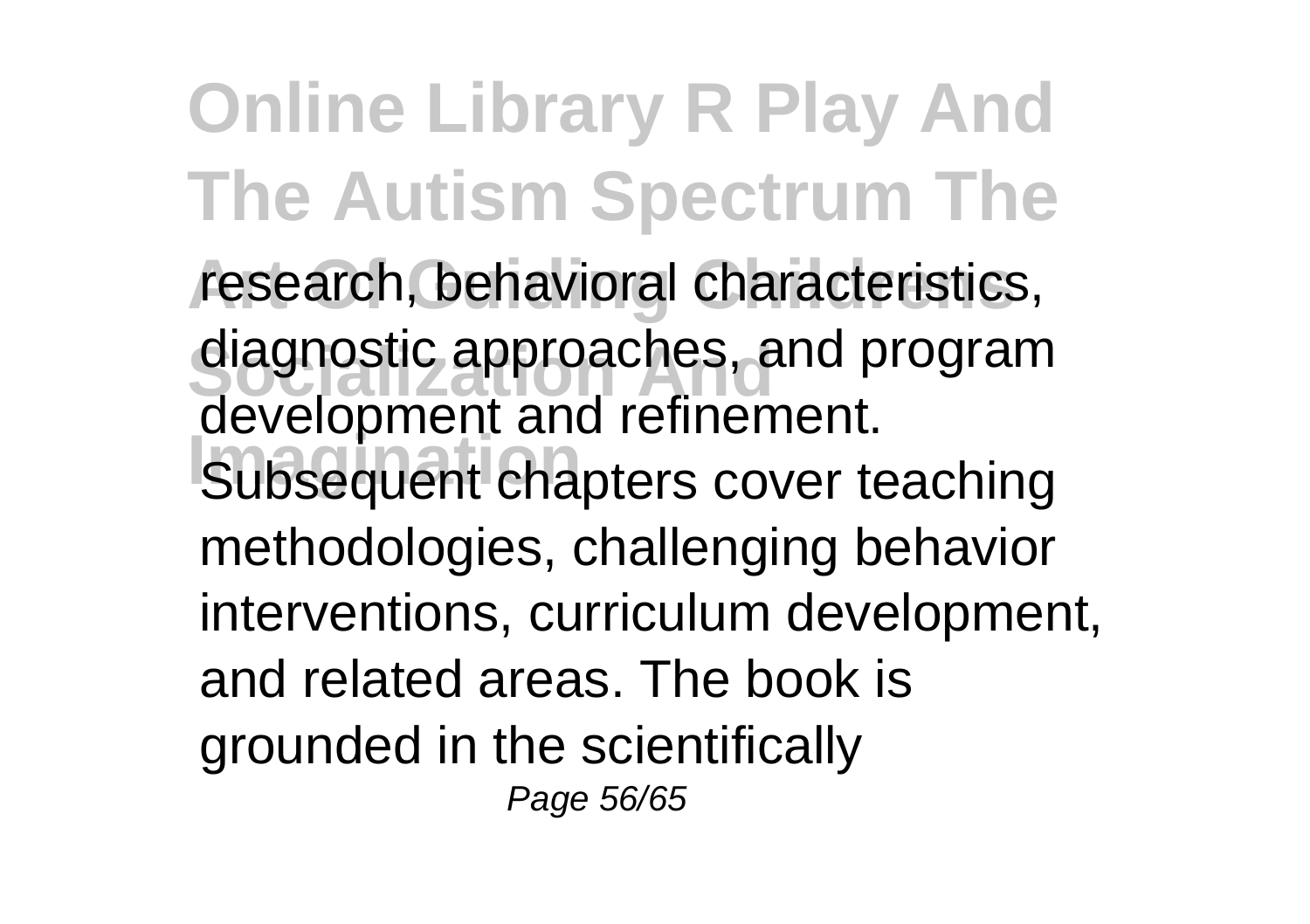research, behavioral characteristics, diagnostic approaches, and program development and refinement. Subsequent chapters cover teaching methodologies, challenging behavior interventions, curriculum development, and related areas. The book is grounded in the scientifically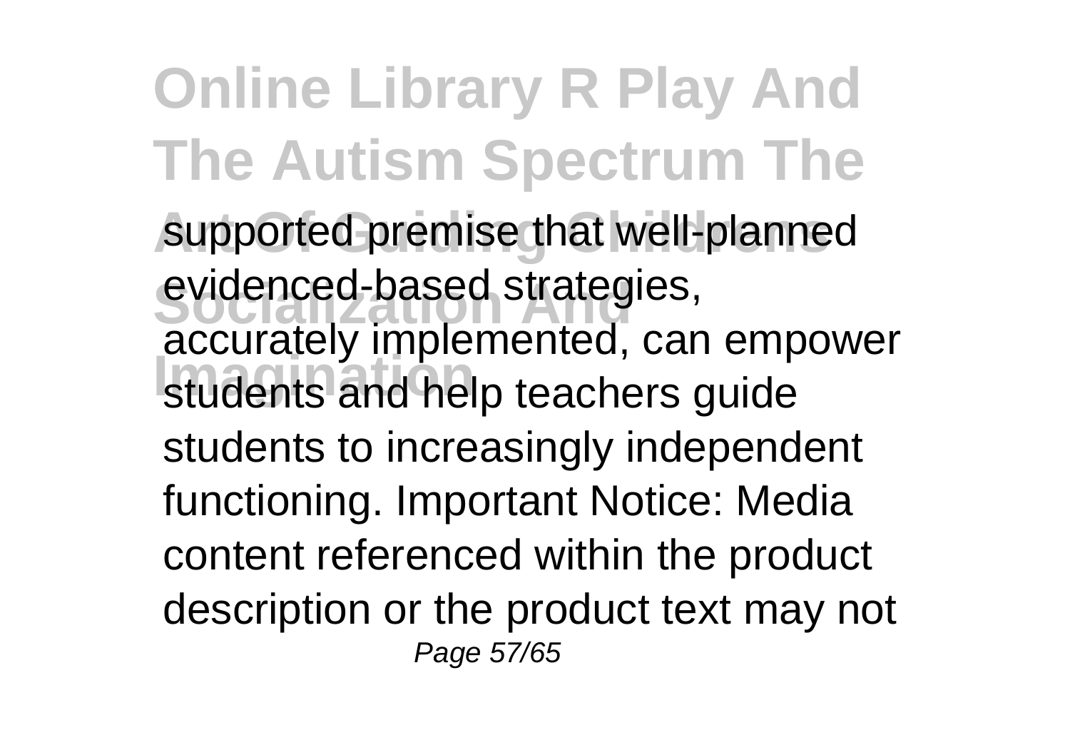supported premise that well-planned evidenced-based strategies, accurately implemented, can empower students and help teachers guide students to increasingly independent functioning. Important Notice: Media content referenced within the product description or the product text may not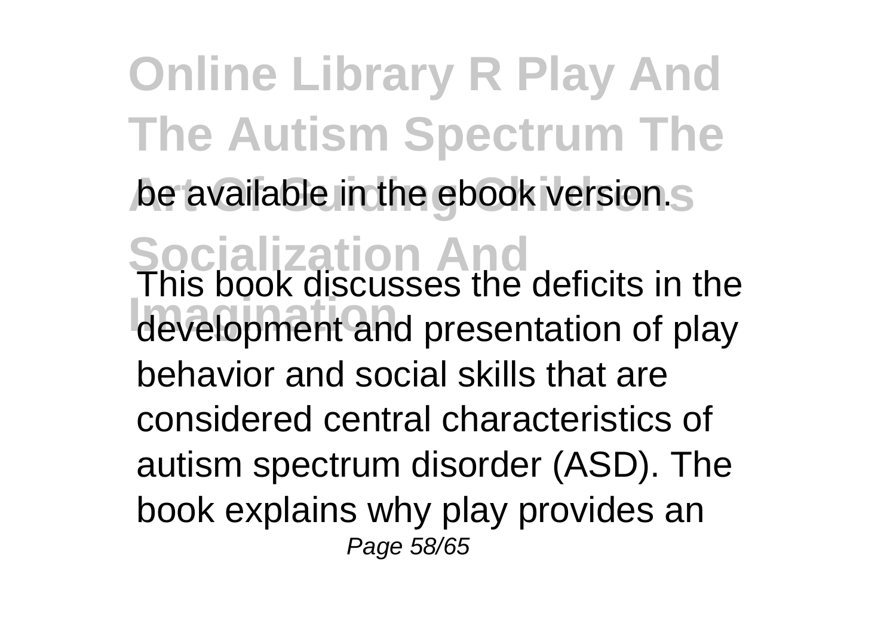be available in the ebook version.

This book discusses the deficits in the development and presentation of play behavior and social skills that are considered central characteristics of autism spectrum disorder (ASD). The book explains why play provides an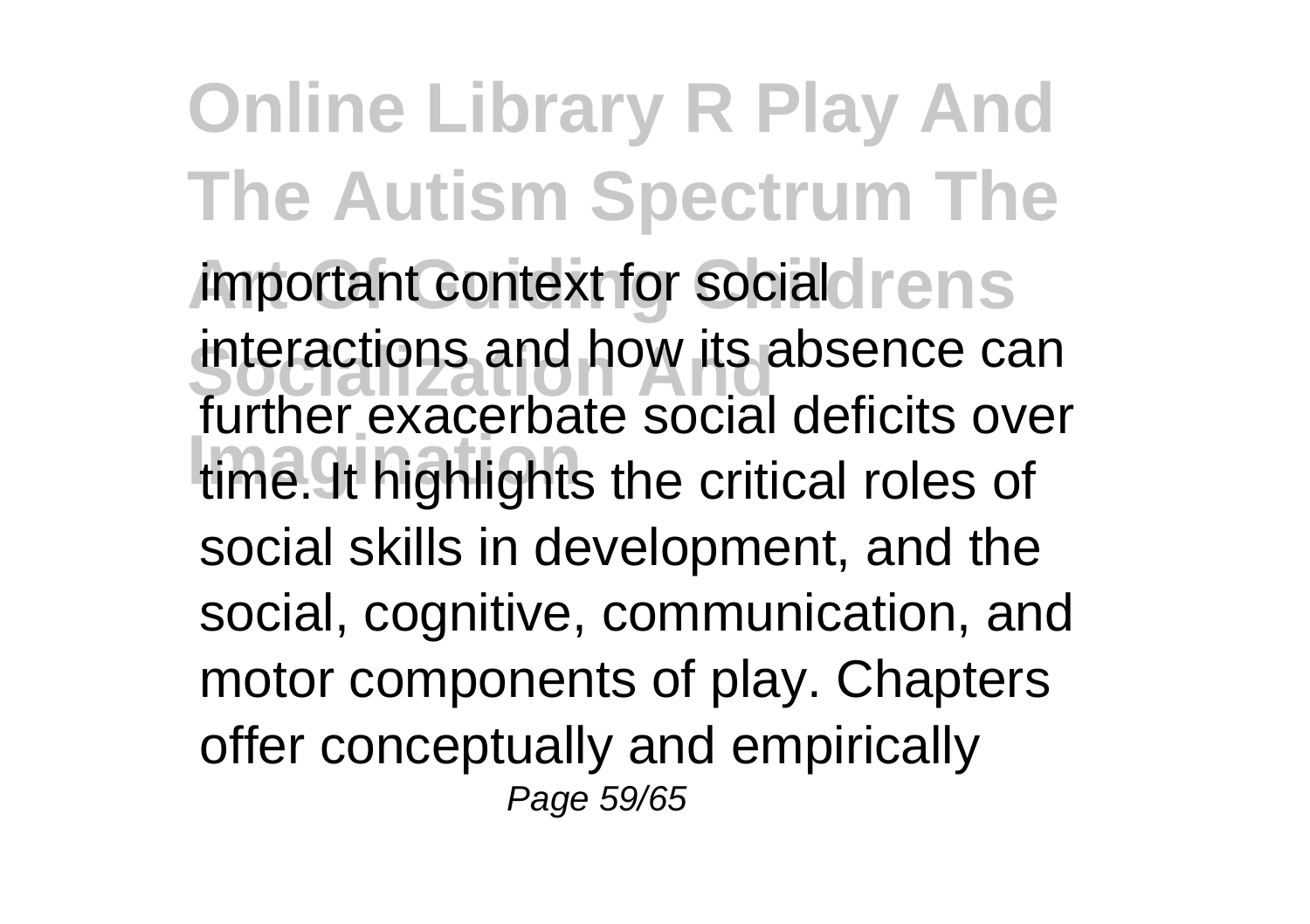important context for social interactions and how its absence can further exacerbate social deficits over time. It highlights the critical roles of social skills in development, and the social, cognitive, communication, and motor components of play. Chapters offer conceptually and empirically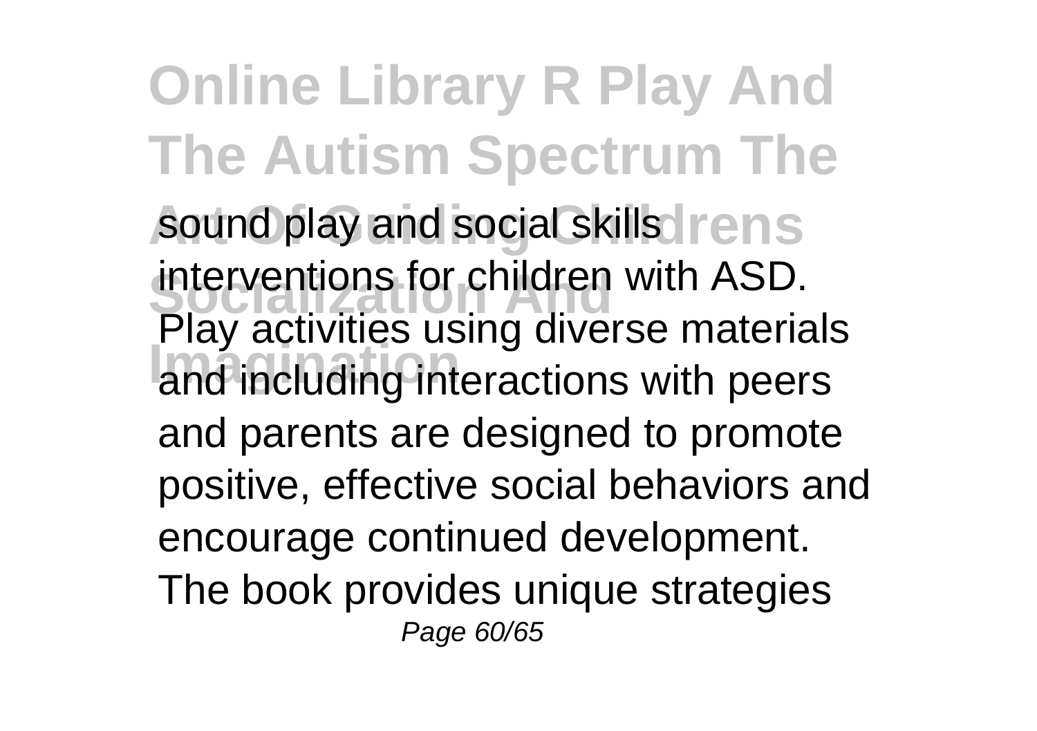sound play and social skills interventions for children with ASD. Play activities using diverse materials and including interactions with peers and parents are designed to promote positive, effective social behaviors and encourage continued development. The book provides unique strategies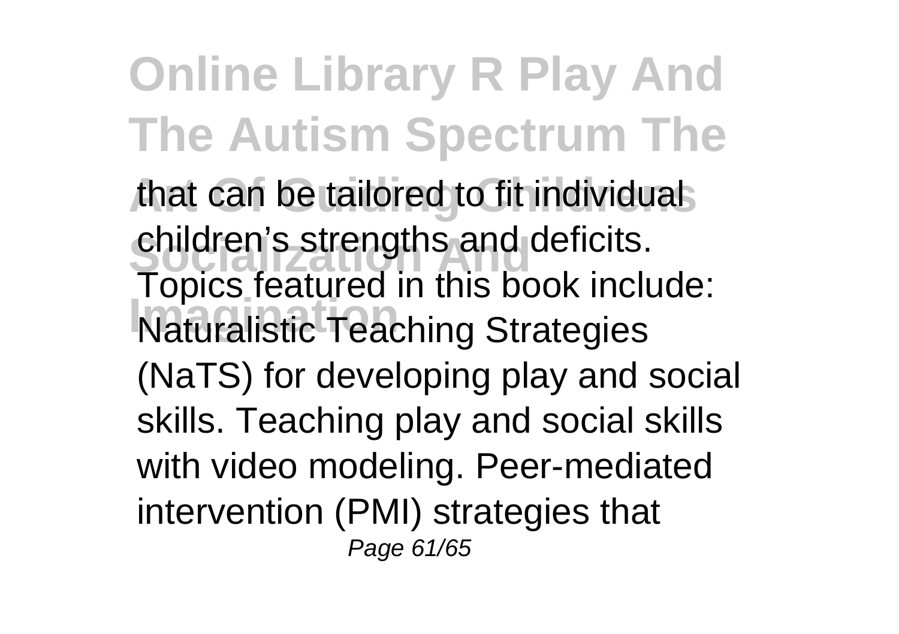that can be tailored to fit individual children's strengths and deficits. Topics featured in this book include: Naturalistic Teaching Strategies (NaTS) for developing play and social skills. Teaching play and social skills with video modeling. Peer-mediated intervention (PMI) strategies that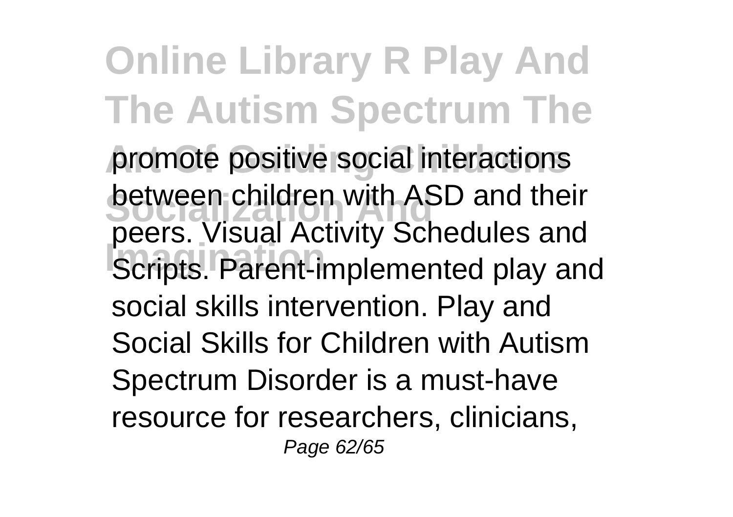promote positive social interactions between children with ASD and their peers. Visual Activity Schedules and Scripts. Parent-implemented play and social skills intervention. Play and Social Skills for Children with Autism Spectrum Disorder is a must-have resource for researchers, clinicians,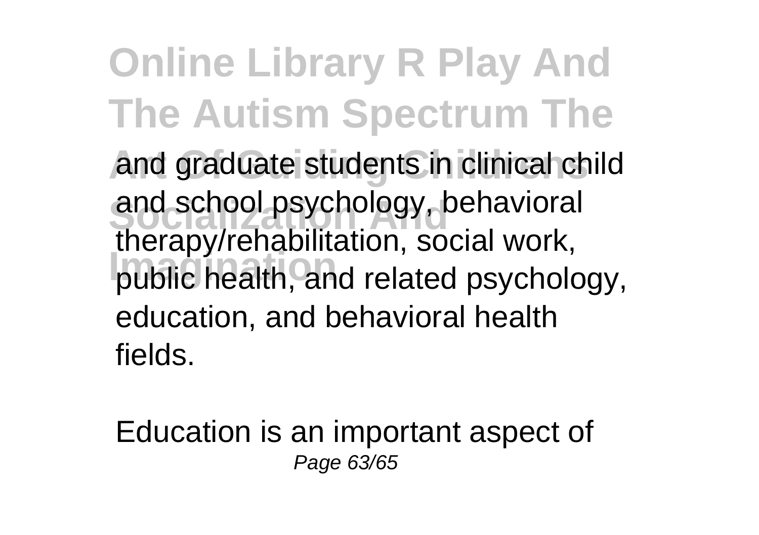and graduate students in clinical child and school psychology, behavioral therapy/rehabilitation, social work, public health, and related psychology, education, and behavioral health fields.

Education is an important aspect of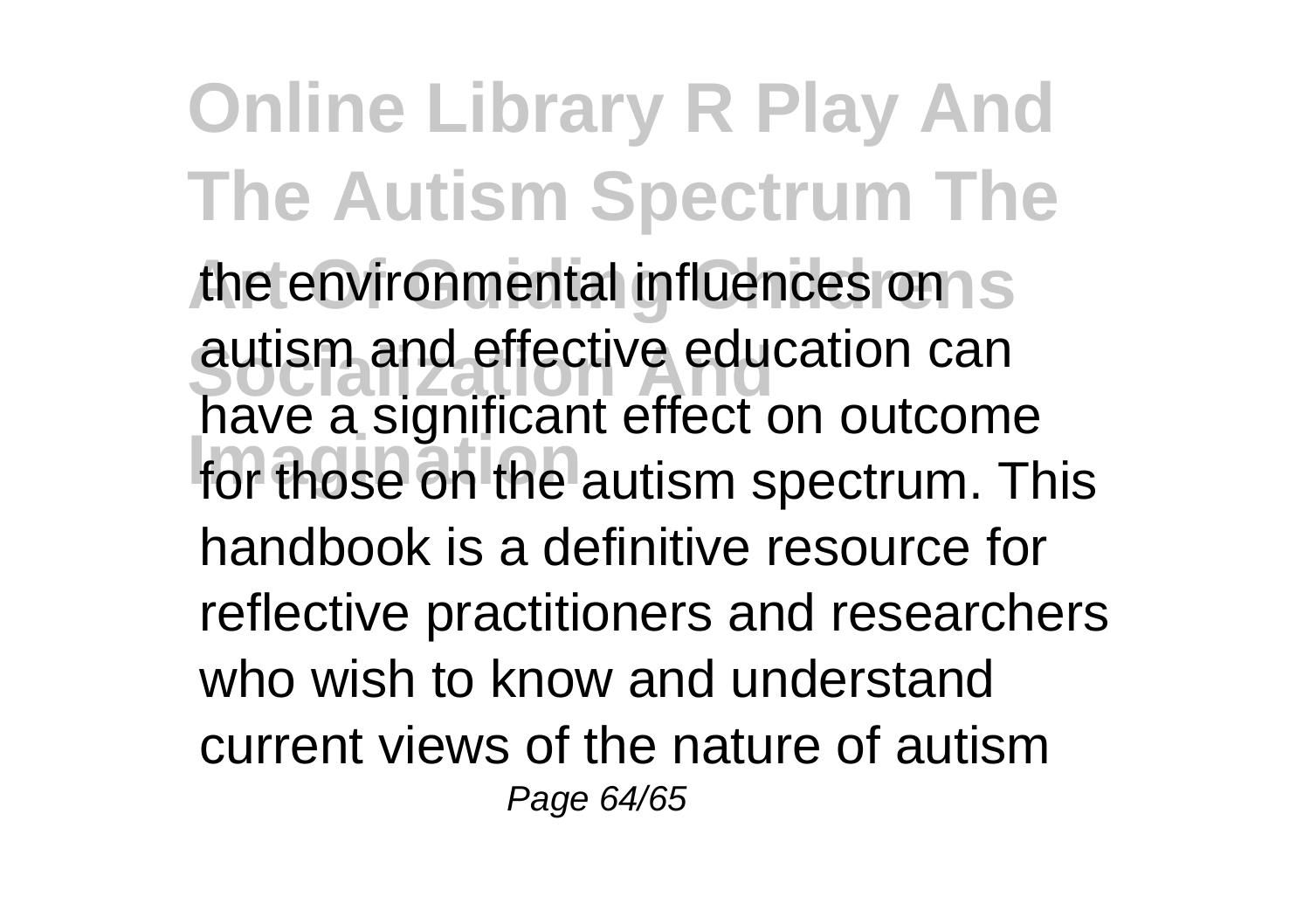the environmental influences on autism and effective education can have a significant effect on outcome for those on the autism spectrum. This handbook is a definitive resource for reflective practitioners and researchers who wish to know and understand current views of the nature of autism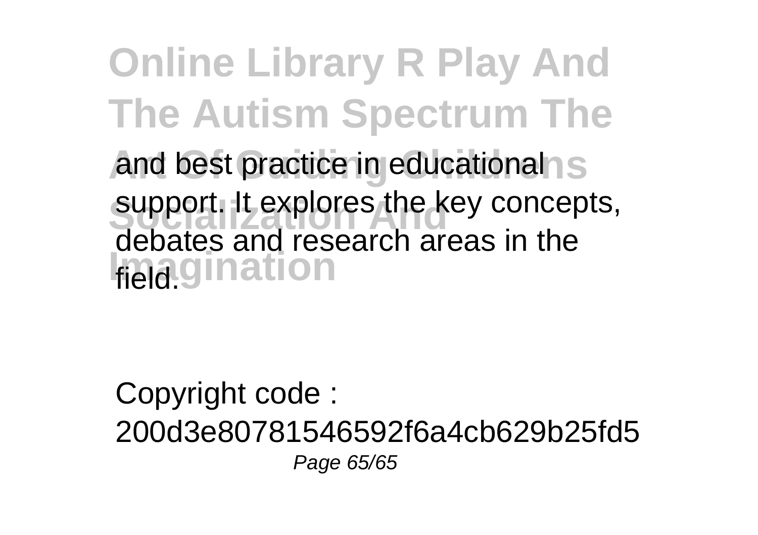and best practice in educational support. It explores the key concepts, debates and research areas in the field.

Copyright code : 200d3e80781546592f6a4cb629b25fd5